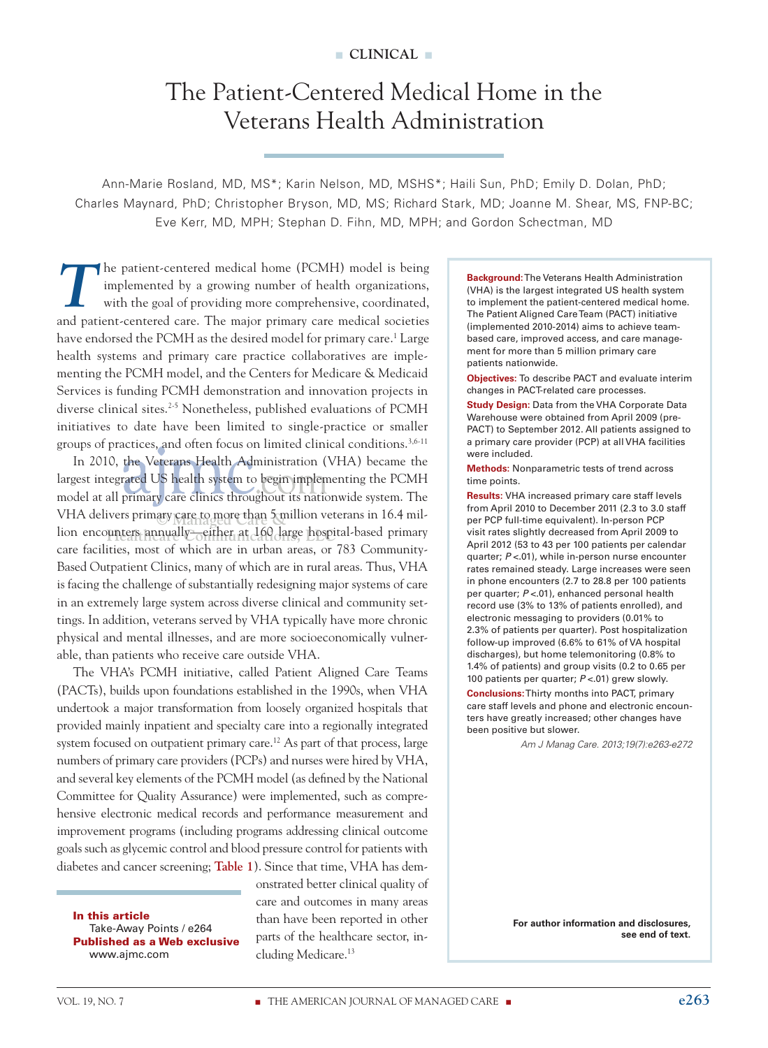■ CLINICAL ■

# The Patient-Centered Medical Home in the Veterans Health Administration

Ann-Marie Rosland, MD, MS*; Karin Nelson, MD, MSHS*; Haili Sun, PhD; Emily D. Dolan, PhD; Charles Maynard, PhD; Christopher Bryson, MD, MS; Richard Stark, MD; Joanne M. Shear, MS, FNP-BC; Eve Kerr, MD, MPH; Stephan D. Fihn, MD, MPH; and Gordon Schectman, MD

**Background:** The Veterans Health Administration (VHA) is the largest integrated US health system to implement the patient-centered medical home. The Patient Aligned Care Team (PACT) initiative (implemented 2010-2014) aims to achieve team-based care, improved access, and care management for more than 5 million primary care patients nationwide.

**Objectives:** To describe PACT and evaluate interim changes in PACT-related care processes.

**Study Design:** Data from the VHA Corporate Data Warehouse were obtained from April 2009 (pre-PACT) to September 2012. All patients assigned to a primary care provider (PCP) at all VHA facilities were included.

**Methods:** Nonparametric tests of trend across time points.

**Results:** VHA increased primary care staff levels from April 2010 to December 2011 (2.3 to 3.0 staff per PCP full-time equivalent). In-person PCP visit rates slightly decreased from April 2009 to April 2012 (53 to 43 per 100 patients per calendar quarter; $P$ <.01), while in-person nurse encounter rates remained steady. Large increases were seen in phone encounters (2.7 to 28.8 per 100 patients per quarter; $P$ <.01), enhanced personal health record use (3% to 13% of patients enrolled), and electronic messaging to providers (0.01% to 2.3% of patients per quarter). Post hospitalization follow-up improved (6.6% to 61% of VA hospital discharges), but home telemonitoring (0.8% to 1.4% of patients) and group visits (0.2 to 0.65 per 100 patients per quarter; $P$ <.01) grew slowly.

**Conclusions:** Thirty months into PACT, primary care staff levels and phone and electronic encounters have greatly increased; other changes have been positive but slower.

*Am J Manag Care. 2013;19(7):e263-e272*

For author information and disclosures, see end of text.

The patient-centered medical home (PCMH) model is being implemented by a growing number of health organizations, with the goal of providing more comprehensive, coordinated, and patient-centered care. The major primary care medical societies have endorsed the PCMH as the desired model for primary care.[1] Large health systems and primary care practice collaboratives are implementing the PCMH model, and the Centers for Medicare & Medicaid Services is funding PCMH demonstration and innovation projects in diverse clinical sites.[2-5] Nonetheless, published evaluations of PCMH initiatives to date have been limited to single-practice or smaller groups of practices, and often focus on limited clinical conditions.[3,6-11]

In 2010, the Veterans Health Administration (VHA) became the largest integrated US health system to begin implementing the PCMH model at all primary care clinics throughout its nationwide system. The VHA delivers primary care to more than 5 million veterans in 16.4 million encounters annually—either at 160 large hospital-based primary care facilities, most of which are in urban areas, or 783 Community-Based Outpatient Clinics, many of which are in rural areas. Thus, VHA is facing the challenge of substantially redesigning major systems of care in an extremely large system across diverse clinical and community settings. In addition, veterans served by VHA typically have more chronic physical and mental illnesses, and are more socioeconomically vulnerable, than patients who receive care outside VHA.

The VHA's PCMH initiative, called Patient Aligned Care Teams (PACTs), builds upon foundations established in the 1990s, when VHA undertook a major transformation from loosely organized hospitals that provided mainly inpatient and specialty care into a regionally integrated system focused on outpatient primary care.[12] As part of that process, large numbers of primary care providers (PCPs) and nurses were hired by VHA, and several key elements of the PCMH model (as defined by the National Committee for Quality Assurance) were implemented, such as comprehensive electronic medical records and performance measurement and improvement programs (including programs addressing clinical outcome goals such as glycemic control and blood pressure control for patients with diabetes and cancer screening; Table 1). Since that time, VHA has demonstrated better clinical quality of care and outcomes in many areas than have been reported in other parts of the healthcare sector, including Medicare.[13]

**In this article**
Take-Away Points / e264
**Published as a Web exclusive**
www.ajmc.com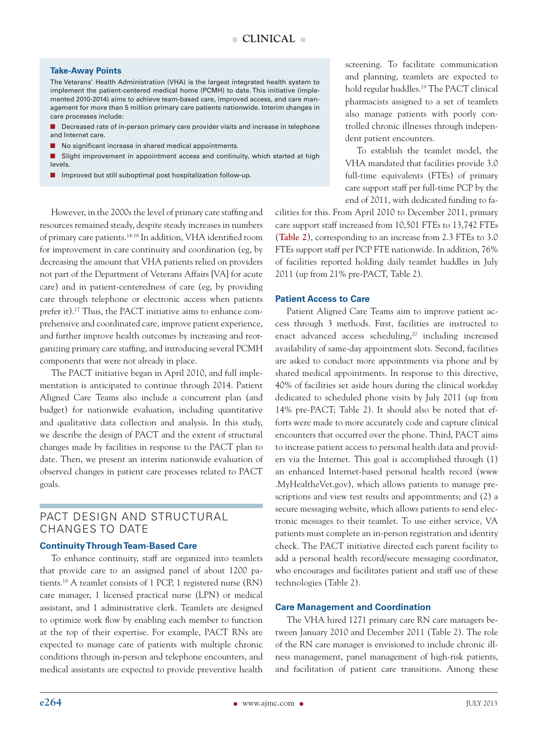**Take-Away Points**

The Veterans' Health Administration (VHA) is the largest integrated health system to implement the patient-centered medical home (PCMH) to date. This initiative (implemented 2010-2014) aims to achieve team-based care, improved access, and care management for more than 5 million primary care patients nationwide. Interim changes in care processes include:

- Decreased rate of in-person primary care provider visits and increase in telephone and Internet care.
- No significant increase in shared medical appointments.
- Slight improvement in appointment access and continuity, which started at high levels.
- Improved but still suboptimal post hospitalization follow-up.

However, in the 2000s the level of primary care staffing and resources remained steady, despite steady increases in numbers of primary care patients.[14-16] In addition, VHA identified room for improvement in care continuity and coordination (eg, by decreasing the amount that VHA patients relied on providers not part of the Department of Veterans Affairs [VA] for acute care) and in patient-centeredness of care (eg, by providing care through telephone or electronic access when patients prefer it).[17] Thus, the PACT initiative aims to enhance comprehensive and coordinated care, improve patient experience, and further improve health outcomes by increasing and reorganizing primary care staffing, and introducing several PCMH components that were not already in place.

The PACT initiative began in April 2010, and full implementation is anticipated to continue through 2014. Patient Aligned Care Teams also include a concurrent plan (and budget) for nationwide evaluation, including quantitative and qualitative data collection and analysis. In this study, we describe the design of PACT and the extent of structural changes made by facilities in response to the PACT plan to date. Then, we present an interim nationwide evaluation of observed changes in patient care processes related to PACT goals.

## PACT DESIGN AND STRUCTURAL CHANGES TO DATE

### Continuity Through Team-Based Care

To enhance continuity, staff are organized into teamlets that provide care to an assigned panel of about 1200 patients.[18] A teamlet consists of 1 PCP, 1 registered nurse (RN) care manager, 1 licensed practical nurse (LPN) or medical assistant, and 1 administrative clerk. Teamlets are designed to optimize work flow by enabling each member to function at the top of their expertise. For example, PACT RNs are expected to manage care of patients with multiple chronic conditions through in-person and telephone encounters, and medical assistants are expected to provide preventive health screening. To facilitate communication and planning, teamlets are expected to hold regular huddles.[19] The PACT clinical pharmacists assigned to a set of teamlets also manage patients with poorly controlled chronic illnesses through independent patient encounters.

To establish the teamlet model, the VHA mandated that facilities provide 3.0 full-time equivalents (FTEs) of primary care support staff per full-time PCP by the end of 2011, with dedicated funding to facilities for this. From April 2010 to December 2011, primary care support staff increased from 10,501 FTEs to 13,742 FTEs (Table 2), corresponding to an increase from 2.3 FTEs to 3.0 FTEs support staff per PCP FTE nationwide. In addition, 76% of facilities reported holding daily teamlet huddles in July 2011 (up from 21% pre-PACT, Table 2).

### Patient Access to Care

Patient Aligned Care Teams aim to improve patient access through 3 methods. First, facilities are instructed to enact advanced access scheduling,[20] including increased availability of same-day appointment slots. Second, facilities are asked to conduct more appointments via phone and by shared medical appointments. In response to this directive, 40% of facilities set aside hours during the clinical workday dedicated to scheduled phone visits by July 2011 (up from 14% pre-PACT; Table 2). It should also be noted that efforts were made to more accurately code and capture clinical encounters that occurred over the phone. Third, PACT aims to increase patient access to personal health data and providers via the Internet. This goal is accomplished through (1) an enhanced Internet-based personal health record (www.MyHealtheVet.gov), which allows patients to manage prescriptions and view test results and appointments; and (2) a secure messaging website, which allows patients to send electronic messages to their teamlet. To use either service, VA patients must complete an in-person registration and identity check. The PACT initiative directed each parent facility to add a personal health record/secure messaging coordinator, who encourages and facilitates patient and staff use of these technologies (Table 2).

### Care Management and Coordination

The VHA hired 1271 primary care RN care managers between January 2010 and December 2011 (Table 2). The role of the RN care manager is envisioned to include chronic illness management, panel management of high-risk patients, and facilitation of patient care transitions. Among these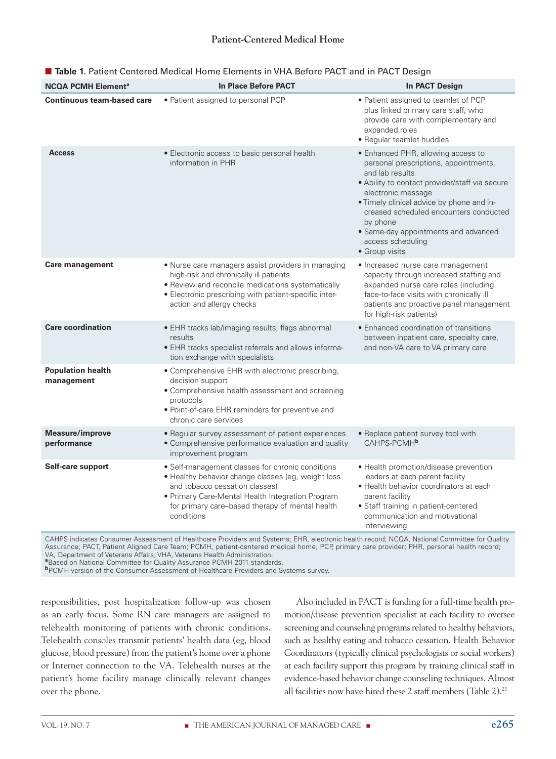**Table 1.** Patient Centered Medical Home Elements in VHA Before PACT and in PACT Design

| NCQA PCMH Element[a] | In Place Before PACT | In PACT Design |
|---|---|---|
| **Continuous team-based care** | • Patient assigned to personal PCP | • Patient assigned to teamlet of PCP plus linked primary care staff, who provide care with complementary and expanded roles<br>• Regular teamlet huddles |
| **Access** | • Electronic access to basic personal health information in PHR | • Enhanced PHR, allowing access to personal prescriptions, appointments, and lab results<br>• Ability to contact provider/staff via secure electronic message<br>• Timely clinical advice by phone and increased scheduled encounters conducted by phone<br>• Same-day appointments and advanced access scheduling<br>• Group visits |
| **Care management** | • Nurse care managers assist providers in managing high-risk and chronically ill patients<br>• Review and reconcile medications systematically<br>• Electronic prescribing with patient-specific interaction and allergy checks | • Increased nurse care management capacity through increased staffing and expanded nurse care roles (including face-to-face visits with chronically ill patients and proactive panel management for high-risk patients) |
| **Care coordination** | • EHR tracks lab/imaging results, flags abnormal results<br>• EHR tracks specialist referrals and allows information exchange with specialists | • Enhanced coordination of transitions between inpatient care, specialty care, and non-VA care to VA primary care |
| **Population health management** | • Comprehensive EHR with electronic prescribing, decision support<br>• Comprehensive health assessment and screening protocols<br>• Point-of-care EHR reminders for preventive and chronic care services | |
| **Measure/improve performance** | • Regular survey assessment of patient experiences<br>• Comprehensive performance evaluation and quality improvement program | • Replace patient survey tool with CAHPS-PCMH[b] |
| **Self-care support** | • Self-management classes for chronic conditions<br>• Healthy behavior change classes (eg, weight loss and tobacco cessation classes)<br>• Primary Care-Mental Health Integration Program for primary care–based therapy of mental health conditions | • Health promotion/disease prevention leaders at each parent facility<br>• Health behavior coordinators at each parent facility<br>• Staff training in patient-centered communication and motivational interviewing |

CAHPS indicates Consumer Assessment of Healthcare Providers and Systems; EHR, electronic health record; NCQA, National Committee for Quality Assurance; PACT, Patient Aligned Care Team; PCMH, patient-centered medical home; PCP, primary care provider; PHR, personal health record; VA, Department of Veterans Affairs; VHA, Veterans Health Administration.
[a]Based on National Committee for Quality Assurance PCMH 2011 standards.
[b]PCMH version of the Consumer Assessment of Healthcare Providers and Systems survey.

responsibilities, post hospitalization follow-up was chosen as an early focus. Some RN care managers are assigned to telehealth monitoring of patients with chronic conditions. Telehealth consoles transmit patients' health data (eg, blood glucose, blood pressure) from the patient's home over a phone or Internet connection to the VA. Telehealth nurses at the patient's home facility manage clinically relevant changes over the phone.

Also included in PACT is funding for a full-time health promotion/disease prevention specialist at each facility to oversee screening and counseling programs related to healthy behaviors, such as healthy eating and tobacco cessation. Health Behavior Coordinators (typically clinical psychologists or social workers) at each facility support this program by training clinical staff in evidence-based behavior change counseling techniques. Almost all facilities now have hired these 2 staff members (Table 2).[21]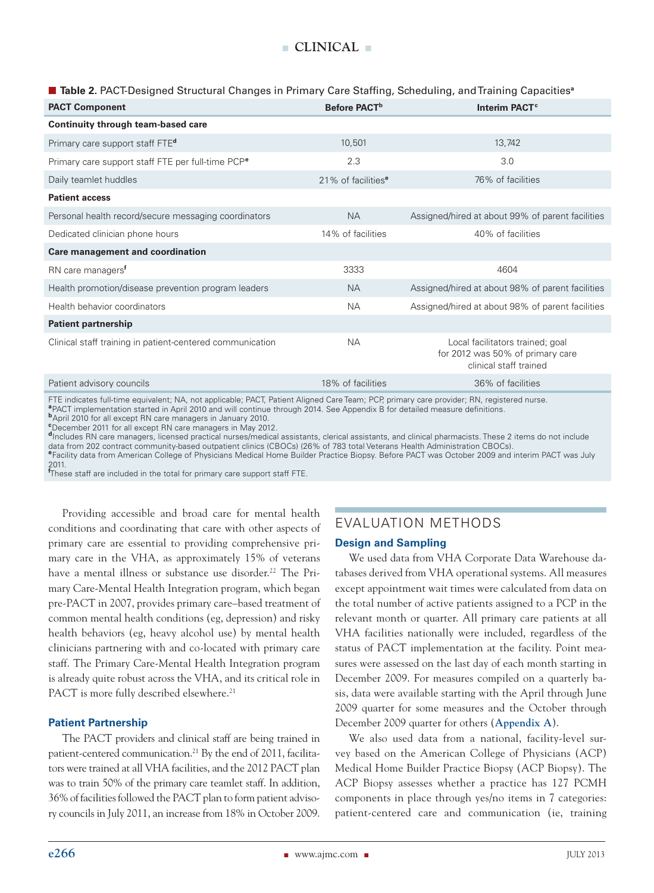**Table 2.** PACT-Designed Structural Changes in Primary Care Staffing, Scheduling, and Training Capacities[a]

| PACT Component | Before PACT[b] | Interim PACT[c] |
|---|---|---|
| **Continuity through team-based care** | | |
| Primary care support staff FTE[d] | 10,501 | 13,742 |
| Primary care support staff FTE per full-time PCP[e] | 2.3 | 3.0 |
| Daily teamlet huddles | 21% of facilities[e] | 76% of facilities |
| **Patient access** | | |
| Personal health record/secure messaging coordinators | NA | Assigned/hired at about 99% of parent facilities |
| Dedicated clinician phone hours | 14% of facilities | 40% of facilities |
| **Care management and coordination** | | |
| RN care managers[f] | 3333 | 4604 |
| Health promotion/disease prevention program leaders | NA | Assigned/hired at about 98% of parent facilities |
| Health behavior coordinators | NA | Assigned/hired at about 98% of parent facilities |
| **Patient partnership** | | |
| Clinical staff training in patient-centered communication | NA | Local facilitators trained; goal for 2012 was 50% of primary care clinical staff trained |
| Patient advisory councils | 18% of facilities | 36% of facilities |

FTE indicates full-time equivalent; NA, not applicable; PACT, Patient Aligned Care Team; PCP, primary care provider; RN, registered nurse.
[a]PACT implementation started in April 2010 and will continue through 2014. See Appendix B for detailed measure definitions.
[b]April 2010 for all except RN care managers in January 2010.
[c]December 2011 for all except RN care managers in May 2012.
[d]Includes RN care managers, licensed practical nurses/medical assistants, clerical assistants, and clinical pharmacists. These 2 items do not include data from 202 contract community-based outpatient clinics (CBOCs) (26% of 783 total Veterans Health Administration CBOCs).
[e]Facility data from American College of Physicians Medical Home Builder Practice Biopsy. Before PACT was October 2009 and interim PACT was July 2011.
[f]These staff are included in the total for primary care support staff FTE.

Providing accessible and broad care for mental health conditions and coordinating that care with other aspects of primary care are essential to providing comprehensive primary care in the VHA, as approximately 15% of veterans have a mental illness or substance use disorder.[22] The Primary Care-Mental Health Integration program, which began pre-PACT in 2007, provides primary care–based treatment of common mental health conditions (eg, depression) and risky health behaviors (eg, heavy alcohol use) by mental health clinicians partnering with and co-located with primary care staff. The Primary Care-Mental Health Integration program is already quite robust across the VHA, and its critical role in PACT is more fully described elsewhere.[21]

### Patient Partnership

The PACT providers and clinical staff are being trained in patient-centered communication.[21] By the end of 2011, facilitators were trained at all VHA facilities, and the 2012 PACT plan was to train 50% of the primary care teamlet staff. In addition, 36% of facilities followed the PACT plan to form patient advisory councils in July 2011, an increase from 18% in October 2009.

## EVALUATION METHODS

### Design and Sampling

We used data from VHA Corporate Data Warehouse databases derived from VHA operational systems. All measures except appointment wait times were calculated from data on the total number of active patients assigned to a PCP in the relevant month or quarter. All primary care patients at all VHA facilities nationally were included, regardless of the status of PACT implementation at the facility. Point measures were assessed on the last day of each month starting in December 2009. For measures compiled on a quarterly basis, data were available starting with the April through June 2009 quarter for some measures and the October through December 2009 quarter for others (**Appendix A**).

We also used data from a national, facility-level survey based on the American College of Physicians (ACP) Medical Home Builder Practice Biopsy (ACP Biopsy). The ACP Biopsy assesses whether a practice has 127 PCMH components in place through yes/no items in 7 categories: patient-centered care and communication (ie, training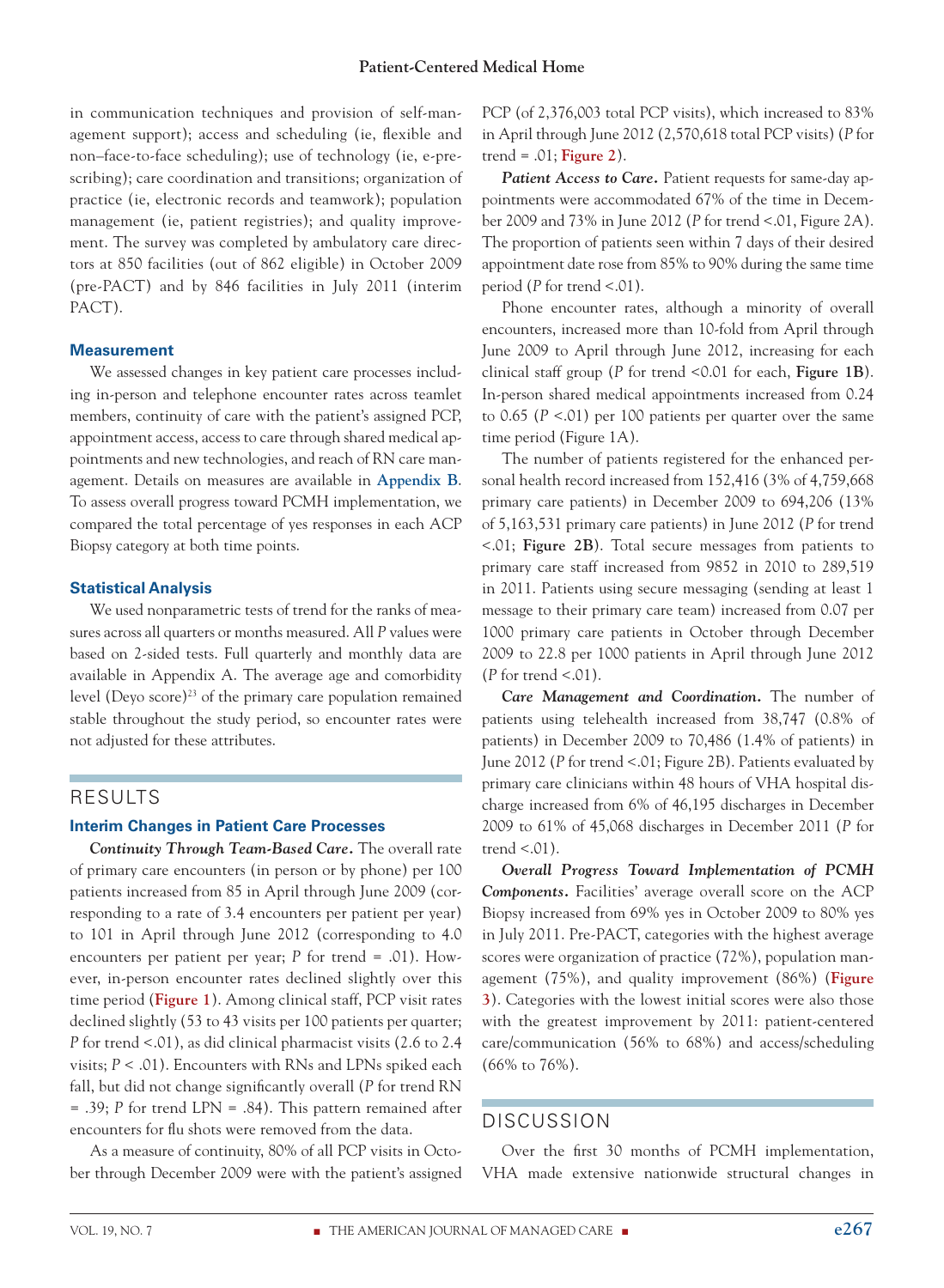in communication techniques and provision of self-management support); access and scheduling (ie, flexible and non–face-to-face scheduling); use of technology (ie, e-prescribing); care coordination and transitions; organization of practice (ie, electronic records and teamwork); population management (ie, patient registries); and quality improvement. The survey was completed by ambulatory care directors at 850 facilities (out of 862 eligible) in October 2009 (pre-PACT) and by 846 facilities in July 2011 (interim PACT).

### Measurement

We assessed changes in key patient care processes including in-person and telephone encounter rates across teamlet members, continuity of care with the patient's assigned PCP, appointment access, access to care through shared medical appointments and new technologies, and reach of RN care management. Details on measures are available in **Appendix B**. To assess overall progress toward PCMH implementation, we compared the total percentage of yes responses in each ACP Biopsy category at both time points.

### Statistical Analysis

We used nonparametric tests of trend for the ranks of measures across all quarters or months measured. All *P* values were based on 2-sided tests. Full quarterly and monthly data are available in Appendix A. The average age and comorbidity level (Deyo score)[23] of the primary care population remained stable throughout the study period, so encounter rates were not adjusted for these attributes.

## RESULTS

### Interim Changes in Patient Care Processes

***Continuity Through Team-Based Care.*** The overall rate of primary care encounters (in person or by phone) per 100 patients increased from 85 in April through June 2009 (corresponding to a rate of 3.4 encounters per patient per year) to 101 in April through June 2012 (corresponding to 4.0 encounters per patient per year; *P* for trend = .01). However, in-person encounter rates declined slightly over this time period (**Figure 1**). Among clinical staff, PCP visit rates declined slightly (53 to 43 visits per 100 patients per quarter; *P* for trend <.01), as did clinical pharmacist visits (2.6 to 2.4 visits; *P* < .01). Encounters with RNs and LPNs spiked each fall, but did not change significantly overall (*P* for trend RN = .39; *P* for trend LPN = .84). This pattern remained after encounters for flu shots were removed from the data.

As a measure of continuity, 80% of all PCP visits in October through December 2009 were with the patient's assigned PCP (of 2,376,003 total PCP visits), which increased to 83% in April through June 2012 (2,570,618 total PCP visits) (*P* for trend = .01; **Figure 2**).

***Patient Access to Care.*** Patient requests for same-day appointments were accommodated 67% of the time in December 2009 and 73% in June 2012 (*P* for trend <.01, Figure 2A). The proportion of patients seen within 7 days of their desired appointment date rose from 85% to 90% during the same time period (*P* for trend <.01).

Phone encounter rates, although a minority of overall encounters, increased more than 10-fold from April through June 2009 to April through June 2012, increasing for each clinical staff group (*P* for trend <0.01 for each, **Figure 1B**). In-person shared medical appointments increased from 0.24 to 0.65 (*P* <.01) per 100 patients per quarter over the same time period (Figure 1A).

The number of patients registered for the enhanced personal health record increased from 152,416 (3% of 4,759,668 primary care patients) in December 2009 to 694,206 (13% of 5,163,531 primary care patients) in June 2012 (*P* for trend <.01; **Figure 2B**). Total secure messages from patients to primary care staff increased from 9852 in 2010 to 289,519 in 2011. Patients using secure messaging (sending at least 1 message to their primary care team) increased from 0.07 per 1000 primary care patients in October through December 2009 to 22.8 per 1000 patients in April through June 2012 (*P* for trend <.01).

***Care Management and Coordination.*** The number of patients using telehealth increased from 38,747 (0.8% of patients) in December 2009 to 70,486 (1.4% of patients) in June 2012 (*P* for trend <.01; Figure 2B). Patients evaluated by primary care clinicians within 48 hours of VHA hospital discharge increased from 6% of 46,195 discharges in December 2009 to 61% of 45,068 discharges in December 2011 (*P* for trend <.01).

***Overall Progress Toward Implementation of PCMH Components.*** Facilities' average overall score on the ACP Biopsy increased from 69% yes in October 2009 to 80% yes in July 2011. Pre-PACT, categories with the highest average scores were organization of practice (72%), population management (75%), and quality improvement (86%) (**Figure 3**). Categories with the lowest initial scores were also those with the greatest improvement by 2011: patient-centered care/communication (56% to 68%) and access/scheduling (66% to 76%).

## DISCUSSION

Over the first 30 months of PCMH implementation, VHA made extensive nationwide structural changes in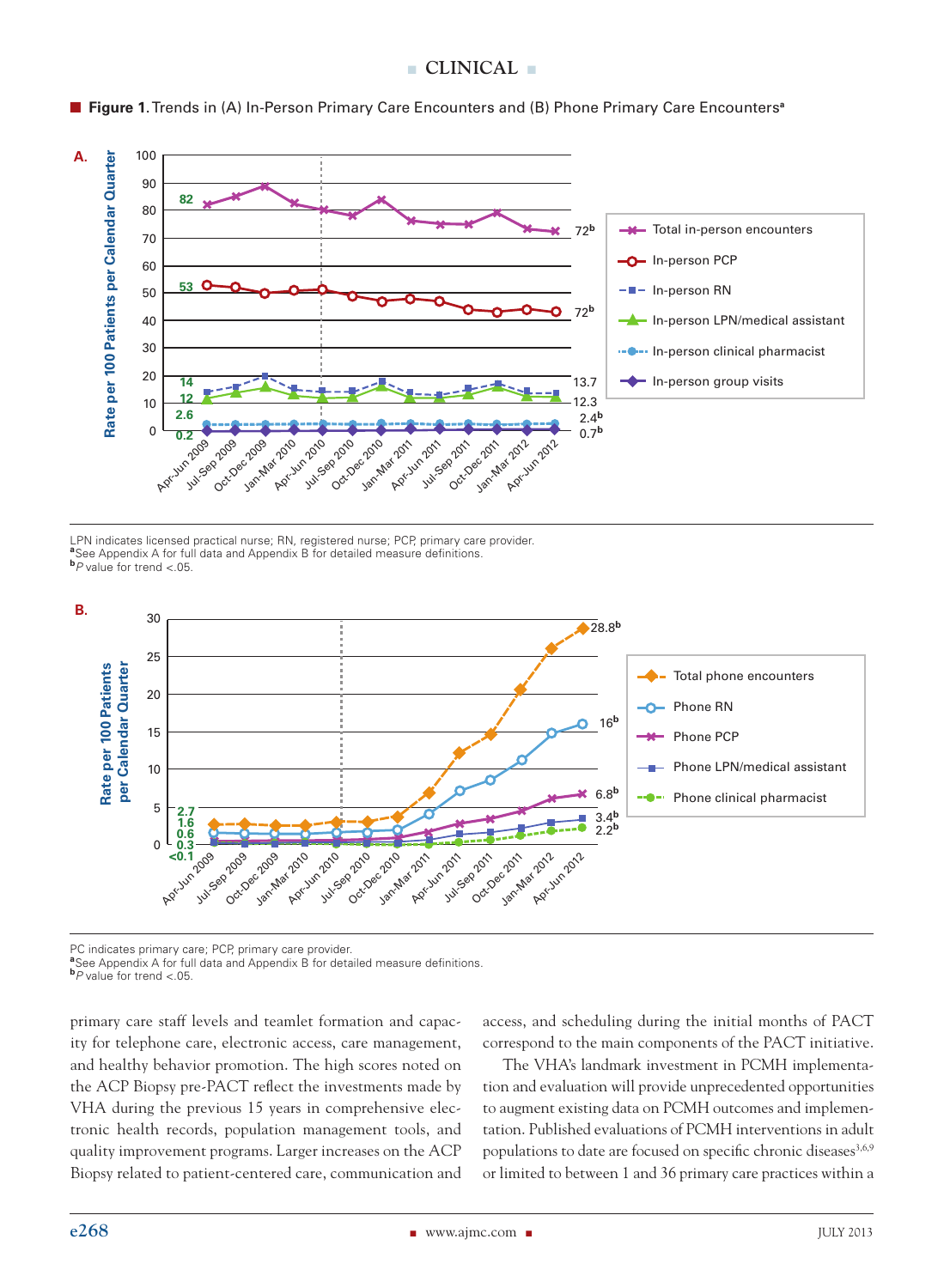**Figure 1.** Trends in (A) In-Person Primary Care Encounters and (B) Phone Primary Care Encounters[a]

LPN indicates licensed practical nurse; RN, registered nurse; PCP, primary care provider.
[a]See Appendix A for full data and Appendix B for detailed measure definitions.
[b]*P* value for trend <.05.

PC indicates primary care; PCP, primary care provider.
[a]See Appendix A for full data and Appendix B for detailed measure definitions.
[b]*P* value for trend <.05.

primary care staff levels and teamlet formation and capacity for telephone care, electronic access, care management, and healthy behavior promotion. The high scores noted on the ACP Biopsy pre-PACT reflect the investments made by VHA during the previous 15 years in comprehensive electronic health records, population management tools, and quality improvement programs. Larger increases on the ACP Biopsy related to patient-centered care, communication and access, and scheduling during the initial months of PACT correspond to the main components of the PACT initiative.

The VHA's landmark investment in PCMH implementation and evaluation will provide unprecedented opportunities to augment existing data on PCMH outcomes and implementation. Published evaluations of PCMH interventions in adult populations to date are focused on specific chronic diseases[3,6,9] or limited to between 1 and 36 primary care practices within a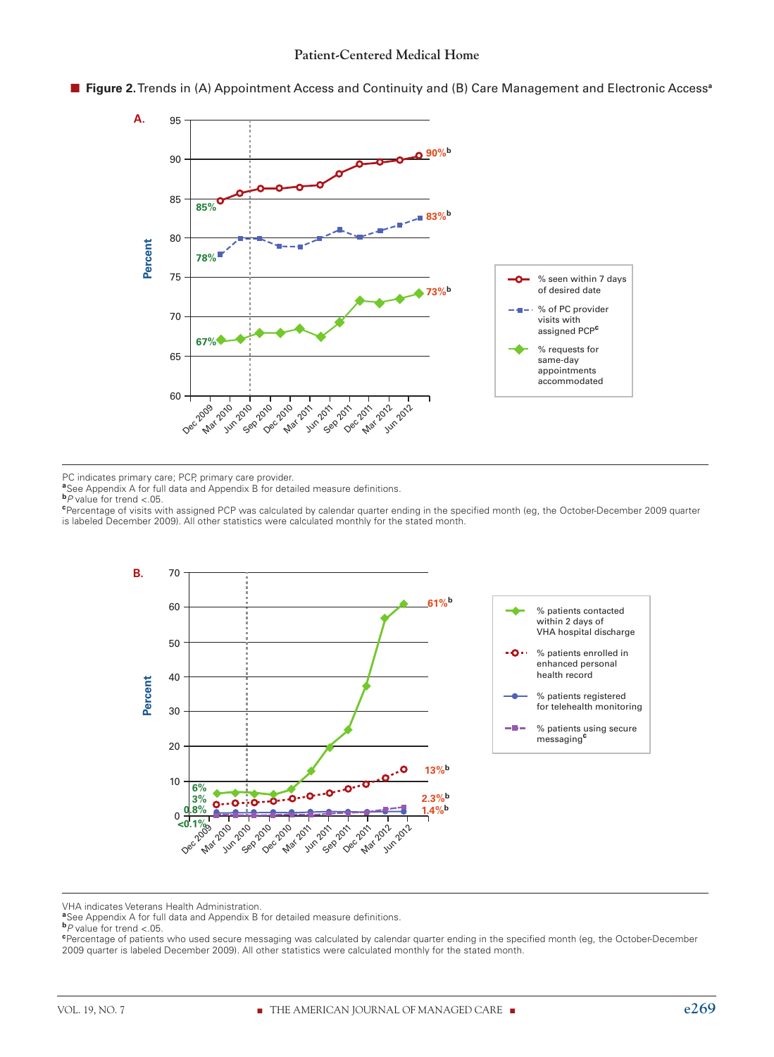■ **Figure 2.** Trends in (A) Appointment Access and Continuity and (B) Care Management and Electronic Access[a]

PC indicates primary care; PCP, primary care provider.
[a]See Appendix A for full data and Appendix B for detailed measure definitions.
[b]*P* value for trend <.05.
[c]Percentage of visits with assigned PCP was calculated by calendar quarter ending in the specified month (eg, the October-December 2009 quarter is labeled December 2009). All other statistics were calculated monthly for the stated month.

VHA indicates Veterans Health Administration.
[a]See Appendix A for full data and Appendix B for detailed measure definitions.
[b]*P* value for trend <.05.
[c]Percentage of patients who used secure messaging was calculated by calendar quarter ending in the specified month (eg, the October-December 2009 quarter is labeled December 2009). All other statistics were calculated monthly for the stated month.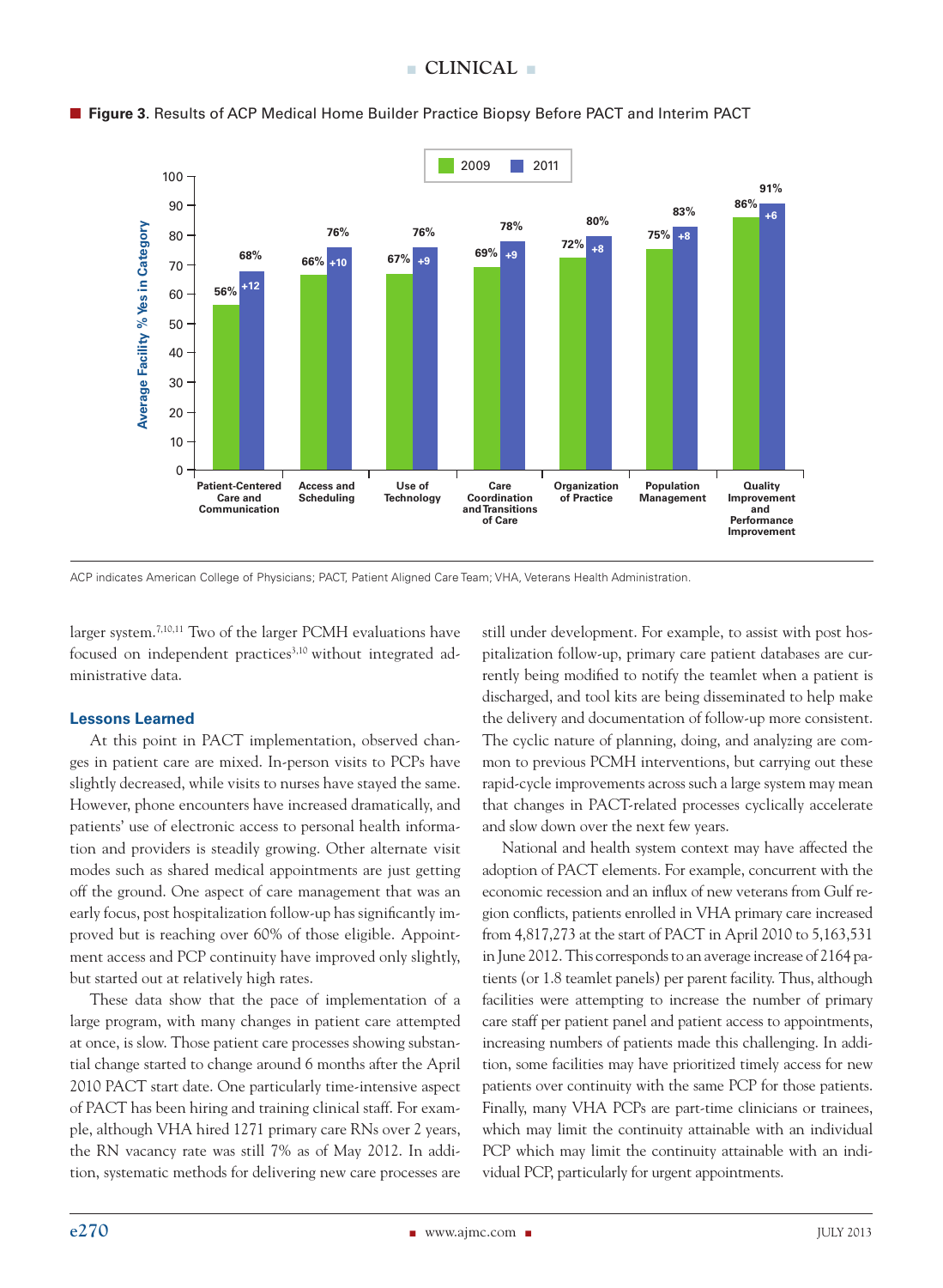**Figure 3.** Results of ACP Medical Home Builder Practice Biopsy Before PACT and Interim PACT

| Category | 2009 | 2011 | Change |
|---|---|---|---|
| Patient-Centered Care and Communication | 56% | 68% | +12 |
| Access and Scheduling | 66% | 76% | +10 |
| Use of Technology | 67% | 76% | +9 |
| Care Coordination and Transitions of Care | 69% | 78% | +9 |
| Organization of Practice | 72% | 80% | +8 |
| Population Management | 75% | 83% | +8 |
| Quality Improvement and Performance Improvement | 86% | 91% | +6 |

Y-axis: Average Facility % Yes in Category

ACP indicates American College of Physicians; PACT, Patient Aligned Care Team; VHA, Veterans Health Administration.

larger system.[7,10,11] Two of the larger PCMH evaluations have focused on independent practices[3,10] without integrated administrative data.

### Lessons Learned

At this point in PACT implementation, observed changes in patient care are mixed. In-person visits to PCPs have slightly decreased, while visits to nurses have stayed the same. However, phone encounters have increased dramatically, and patients' use of electronic access to personal health information and providers is steadily growing. Other alternate visit modes such as shared medical appointments are just getting off the ground. One aspect of care management that was an early focus, post hospitalization follow-up has significantly improved but is reaching over 60% of those eligible. Appointment access and PCP continuity have improved only slightly, but started out at relatively high rates.

These data show that the pace of implementation of a large program, with many changes in patient care attempted at once, is slow. Those patient care processes showing substantial change started to change around 6 months after the April 2010 PACT start date. One particularly time-intensive aspect of PACT has been hiring and training clinical staff. For example, although VHA hired 1271 primary care RNs over 2 years, the RN vacancy rate was still 7% as of May 2012. In addition, systematic methods for delivering new care processes are still under development. For example, to assist with post hospitalization follow-up, primary care patient databases are currently being modified to notify the teamlet when a patient is discharged, and tool kits are being disseminated to help make the delivery and documentation of follow-up more consistent. The cyclic nature of planning, doing, and analyzing are common to previous PCMH interventions, but carrying out these rapid-cycle improvements across such a large system may mean that changes in PACT-related processes cyclically accelerate and slow down over the next few years.

National and health system context may have affected the adoption of PACT elements. For example, concurrent with the economic recession and an influx of new veterans from Gulf region conflicts, patients enrolled in VHA primary care increased from 4,817,273 at the start of PACT in April 2010 to 5,163,531 in June 2012. This corresponds to an average increase of 2164 patients (or 1.8 teamlet panels) per parent facility. Thus, although facilities were attempting to increase the number of primary care staff per patient panel and patient access to appointments, increasing numbers of patients made this challenging. In addition, some facilities may have prioritized timely access for new patients over continuity with the same PCP for those patients. Finally, many VHA PCPs are part-time clinicians or trainees, which may limit the continuity attainable with an individual PCP which may limit the continuity attainable with an individual PCP, particularly for urgent appointments.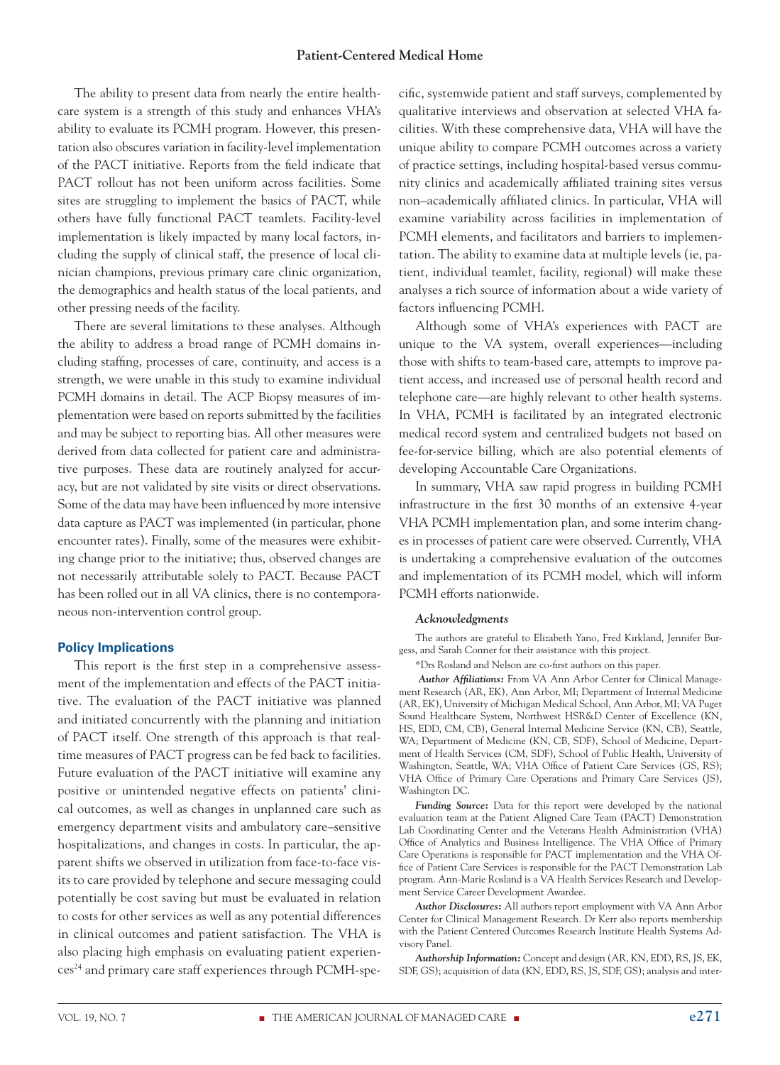The ability to present data from nearly the entire healthcare system is a strength of this study and enhances VHA's ability to evaluate its PCMH program. However, this presentation also obscures variation in facility-level implementation of the PACT initiative. Reports from the field indicate that PACT rollout has not been uniform across facilities. Some sites are struggling to implement the basics of PACT, while others have fully functional PACT teamlets. Facility-level implementation is likely impacted by many local factors, including the supply of clinical staff, the presence of local clinician champions, previous primary care clinic organization, the demographics and health status of the local patients, and other pressing needs of the facility.

There are several limitations to these analyses. Although the ability to address a broad range of PCMH domains including staffing, processes of care, continuity, and access is a strength, we were unable in this study to examine individual PCMH domains in detail. The ACP Biopsy measures of implementation were based on reports submitted by the facilities and may be subject to reporting bias. All other measures were derived from data collected for patient care and administrative purposes. These data are routinely analyzed for accuracy, but are not validated by site visits or direct observations. Some of the data may have been influenced by more intensive data capture as PACT was implemented (in particular, phone encounter rates). Finally, some of the measures were exhibiting change prior to the initiative; thus, observed changes are not necessarily attributable solely to PACT. Because PACT has been rolled out in all VA clinics, there is no contemporaneous non-intervention control group.

## Policy Implications

This report is the first step in a comprehensive assessment of the implementation and effects of the PACT initiative. The evaluation of the PACT initiative was planned and initiated concurrently with the planning and initiation of PACT itself. One strength of this approach is that real-time measures of PACT progress can be fed back to facilities. Future evaluation of the PACT initiative will examine any positive or unintended negative effects on patients' clinical outcomes, as well as changes in unplanned care such as emergency department visits and ambulatory care–sensitive hospitalizations, and changes in costs. In particular, the apparent shifts we observed in utilization from face-to-face visits to care provided by telephone and secure messaging could potentially be cost saving but must be evaluated in relation to costs for other services as well as any potential differences in clinical outcomes and patient satisfaction. The VHA is also placing high emphasis on evaluating patient experiences[24] and primary care staff experiences through PCMH-specific, systemwide patient and staff surveys, complemented by qualitative interviews and observation at selected VHA facilities. With these comprehensive data, VHA will have the unique ability to compare PCMH outcomes across a variety of practice settings, including hospital-based versus community clinics and academically affiliated training sites versus non–academically affiliated clinics. In particular, VHA will examine variability across facilities in implementation of PCMH elements, and facilitators and barriers to implementation. The ability to examine data at multiple levels (ie, patient, individual teamlet, facility, regional) will make these analyses a rich source of information about a wide variety of factors influencing PCMH.

Although some of VHA's experiences with PACT are unique to the VA system, overall experiences—including those with shifts to team-based care, attempts to improve patient access, and increased use of personal health record and telephone care—are highly relevant to other health systems. In VHA, PCMH is facilitated by an integrated electronic medical record system and centralized budgets not based on fee-for-service billing, which are also potential elements of developing Accountable Care Organizations.

In summary, VHA saw rapid progress in building PCMH infrastructure in the first 30 months of an extensive 4-year VHA PCMH implementation plan, and some interim changes in processes of patient care were observed. Currently, VHA is undertaking a comprehensive evaluation of the outcomes and implementation of its PCMH model, which will inform PCMH efforts nationwide.

### *Acknowledgments*

The authors are grateful to Elizabeth Yano, Fred Kirkland, Jennifer Burgess, and Sarah Conner for their assistance with this project.

*Drs Rosland and Nelson are co-first authors on this paper.

***Author Affiliations:*** From VA Ann Arbor Center for Clinical Management Research (AR, EK), Ann Arbor, MI; Department of Internal Medicine (AR, EK), University of Michigan Medical School, Ann Arbor, MI; VA Puget Sound Healthcare System, Northwest HSR&D Center of Excellence (KN, HS, EDD, CM, CB), General Internal Medicine Service (KN, CB), Seattle, WA; Department of Medicine (KN, CB, SDF), School of Medicine, Department of Health Services (CM, SDF), School of Public Health, University of Washington, Seattle, WA; VHA Office of Patient Care Services (GS, RS); VHA Office of Primary Care Operations and Primary Care Services (JS), Washington DC.

***Funding Source:*** Data for this report were developed by the national evaluation team at the Patient Aligned Care Team (PACT) Demonstration Lab Coordinating Center and the Veterans Health Administration (VHA) Office of Analytics and Business Intelligence. The VHA Office of Primary Care Operations is responsible for PACT implementation and the VHA Office of Patient Care Services is responsible for the PACT Demonstration Lab program. Ann-Marie Rosland is a VA Health Services Research and Development Service Career Development Awardee.

***Author Disclosures:*** All authors report employment with VA Ann Arbor Center for Clinical Management Research. Dr Kerr also reports membership with the Patient Centered Outcomes Research Institute Health Systems Advisory Panel.

***Authorship Information:*** Concept and design (AR, KN, EDD, RS, JS, EK, SDF, GS); acquisition of data (KN, EDD, RS, JS, SDF, GS); analysis and inter-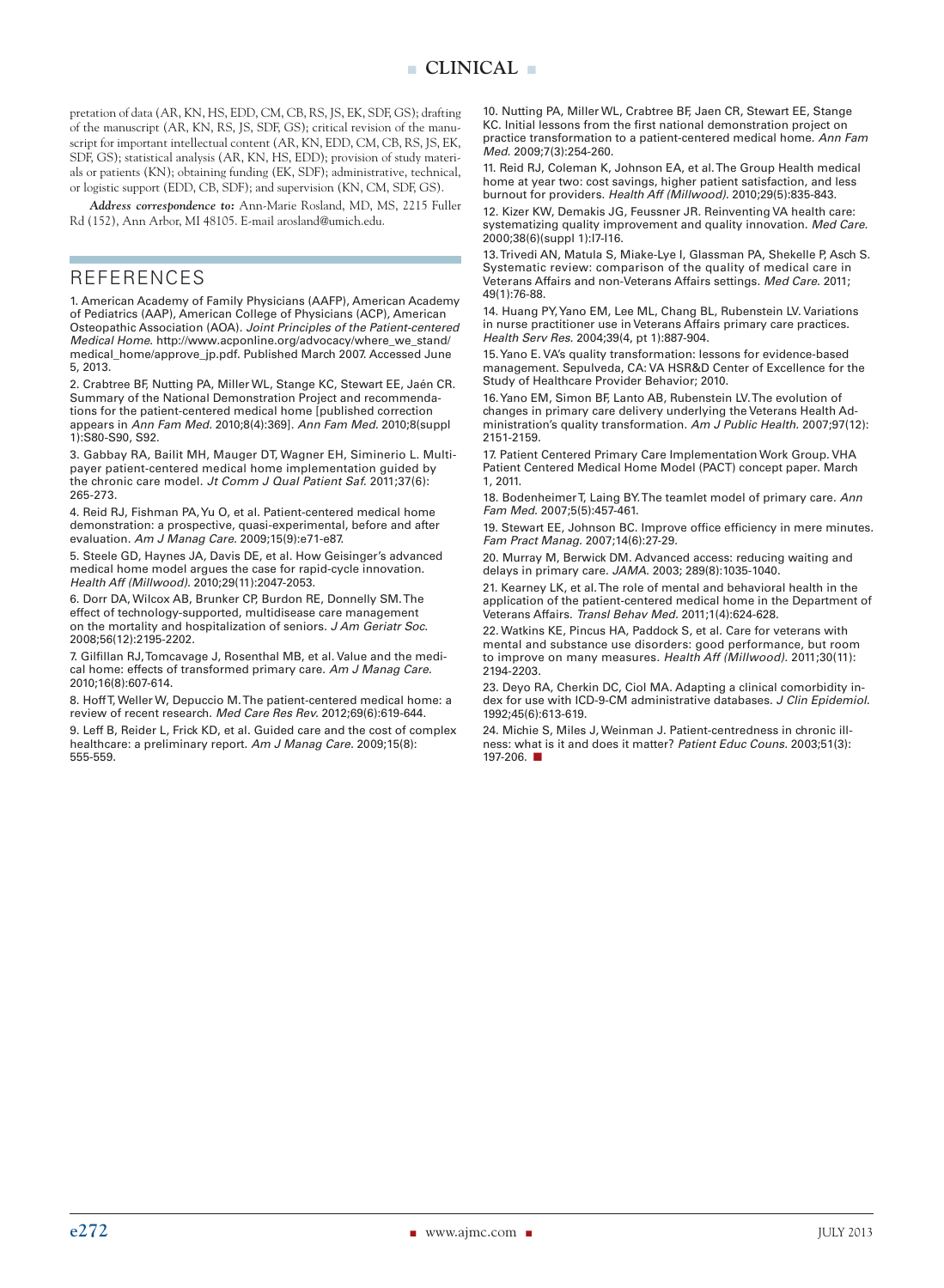pretation of data (AR, KN, HS, EDD, CM, CB, RS, JS, EK, SDF, GS); drafting of the manuscript (AR, KN, RS, JS, SDF, GS); critical revision of the manuscript for important intellectual content (AR, KN, EDD, CM, CB, RS, JS, EK, SDF, GS); statistical analysis (AR, KN, HS, EDD); provision of study materials or patients (KN); obtaining funding (EK, SDF); administrative, technical, or logistic support (EDD, CB, SDF); and supervision (KN, CM, SDF, GS).

***Address correspondence to:*** Ann-Marie Rosland, MD, MS, 2215 Fuller Rd (152), Ann Arbor, MI 48105. E-mail arosland@umich.edu.

## REFERENCES

1. American Academy of Family Physicians (AAFP), American Academy of Pediatrics (AAP), American College of Physicians (ACP), American Osteopathic Association (AOA). *Joint Principles of the Patient-centered Medical Home.* http://www.acponline.org/advocacy/where_we_stand/medical_home/approve_jp.pdf. Published March 2007. Accessed June 5, 2013.

2. Crabtree BF, Nutting PA, Miller WL, Stange KC, Stewart EE, Jaén CR. Summary of the National Demonstration Project and recommendations for the patient-centered medical home [published correction appears in *Ann Fam Med.* 2010;8(4):369]. *Ann Fam Med.* 2010;8(suppl 1):S80-S90, S92.

3. Gabbay RA, Bailit MH, Mauger DT, Wagner EH, Siminerio L. Multipayer patient-centered medical home implementation guided by the chronic care model. *Jt Comm J Qual Patient Saf.* 2011;37(6): 265-273.

4. Reid RJ, Fishman PA, Yu O, et al. Patient-centered medical home demonstration: a prospective, quasi-experimental, before and after evaluation. *Am J Manag Care.* 2009;15(9):e71-e87.

5. Steele GD, Haynes JA, Davis DE, et al. How Geisinger's advanced medical home model argues the case for rapid-cycle innovation. *Health Aff (Millwood).* 2010;29(11):2047-2053.

6. Dorr DA, Wilcox AB, Brunker CP, Burdon RE, Donnelly SM. The effect of technology-supported, multidisease care management on the mortality and hospitalization of seniors. *J Am Geriatr Soc.* 2008;56(12):2195-2202.

7. Gilfillan RJ, Tomcavage J, Rosenthal MB, et al. Value and the medical home: effects of transformed primary care. *Am J Manag Care.* 2010;16(8):607-614.

8. Hoff T, Weller W, Depuccio M. The patient-centered medical home: a review of recent research. *Med Care Res Rev.* 2012;69(6):619-644.

9. Leff B, Reider L, Frick KD, et al. Guided care and the cost of complex healthcare: a preliminary report. *Am J Manag Care.* 2009;15(8): 555-559.

10. Nutting PA, Miller WL, Crabtree BF, Jaen CR, Stewart EE, Stange KC. Initial lessons from the first national demonstration project on practice transformation to a patient-centered medical home. *Ann Fam Med.* 2009;7(3):254-260.

11. Reid RJ, Coleman K, Johnson EA, et al. The Group Health medical home at year two: cost savings, higher patient satisfaction, and less burnout for providers. *Health Aff (Millwood).* 2010;29(5):835-843.

12. Kizer KW, Demakis JG, Feussner JR. Reinventing VA health care: systematizing quality improvement and quality innovation. *Med Care.* 2000;38(6)(suppl 1):I7-I16.

13. Trivedi AN, Matula S, Miake-Lye I, Glassman PA, Shekelle P, Asch S. Systematic review: comparison of the quality of medical care in Veterans Affairs and non-Veterans Affairs settings. *Med Care.* 2011; 49(1):76-88.

14. Huang PY, Yano EM, Lee ML, Chang BL, Rubenstein LV. Variations in nurse practitioner use in Veterans Affairs primary care practices. *Health Serv Res.* 2004;39(4, pt 1):887-904.

15. Yano E. VA's quality transformation: lessons for evidence-based management. Sepulveda, CA: VA HSR&D Center of Excellence for the Study of Healthcare Provider Behavior; 2010.

16. Yano EM, Simon BF, Lanto AB, Rubenstein LV. The evolution of changes in primary care delivery underlying the Veterans Health Administration's quality transformation. *Am J Public Health.* 2007;97(12): 2151-2159.

17. Patient Centered Primary Care Implementation Work Group. VHA Patient Centered Medical Home Model (PACT) concept paper. March 1, 2011.

18. Bodenheimer T, Laing BY. The teamlet model of primary care. *Ann Fam Med.* 2007;5(5):457-461.

19. Stewart EE, Johnson BC. Improve office efficiency in mere minutes. *Fam Pract Manag.* 2007;14(6):27-29.

20. Murray M, Berwick DM. Advanced access: reducing waiting and delays in primary care. *JAMA.* 2003; 289(8):1035-1040.

21. Kearney LK, et al. The role of mental and behavioral health in the application of the patient-centered medical home in the Department of Veterans Affairs. *Transl Behav Med.* 2011;1(4):624-628.

22. Watkins KE, Pincus HA, Paddock S, et al. Care for veterans with mental and substance use disorders: good performance, but room to improve on many measures. *Health Aff (Millwood).* 2011;30(11): 2194-2203.

23. Deyo RA, Cherkin DC, Ciol MA. Adapting a clinical comorbidity index for use with ICD-9-CM administrative databases. *J Clin Epidemiol.* 1992;45(6):613-619.

24. Michie S, Miles J, Weinman J. Patient-centredness in chronic illness: what is it and does it matter? *Patient Educ Couns.* 2003;51(3): 197-206. ■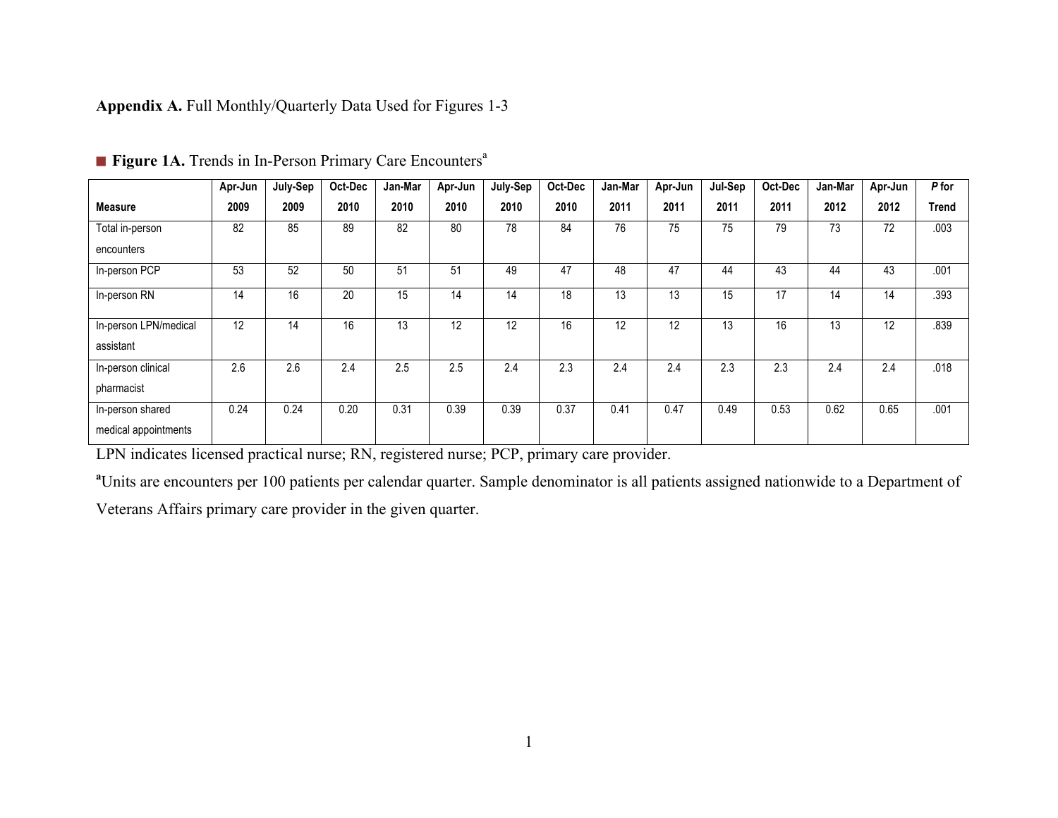**Appendix A.** Full Monthly/Quarterly Data Used for Figures 1-3

■ **Figure 1A.** Trends in In-Person Primary Care Encounters[a]

| Measure | Apr-Jun 2009 | July-Sep 2009 | Oct-Dec 2010 | Jan-Mar 2010 | Apr-Jun 2010 | July-Sep 2010 | Oct-Dec 2010 | Jan-Mar 2011 | Apr-Jun 2011 | Jul-Sep 2011 | Oct-Dec 2011 | Jan-Mar 2012 | Apr-Jun 2012 | *P* for Trend |
|---|---|---|---|---|---|---|---|---|---|---|---|---|---|---|
| Total in-person encounters | 82 | 85 | 89 | 82 | 80 | 78 | 84 | 76 | 75 | 75 | 79 | 73 | 72 | .003 |
| In-person PCP | 53 | 52 | 50 | 51 | 51 | 49 | 47 | 48 | 47 | 44 | 43 | 44 | 43 | .001 |
| In-person RN | 14 | 16 | 20 | 15 | 14 | 14 | 18 | 13 | 13 | 15 | 17 | 14 | 14 | .393 |
| In-person LPN/medical assistant | 12 | 14 | 16 | 13 | 12 | 12 | 16 | 12 | 12 | 13 | 16 | 13 | 12 | .839 |
| In-person clinical pharmacist | 2.6 | 2.6 | 2.4 | 2.5 | 2.5 | 2.4 | 2.3 | 2.4 | 2.4 | 2.3 | 2.3 | 2.4 | 2.4 | .018 |
| In-person shared medical appointments | 0.24 | 0.24 | 0.20 | 0.31 | 0.39 | 0.39 | 0.37 | 0.41 | 0.47 | 0.49 | 0.53 | 0.62 | 0.65 | .001 |

LPN indicates licensed practical nurse; RN, registered nurse; PCP, primary care provider.

[a]Units are encounters per 100 patients per calendar quarter. Sample denominator is all patients assigned nationwide to a Department of Veterans Affairs primary care provider in the given quarter.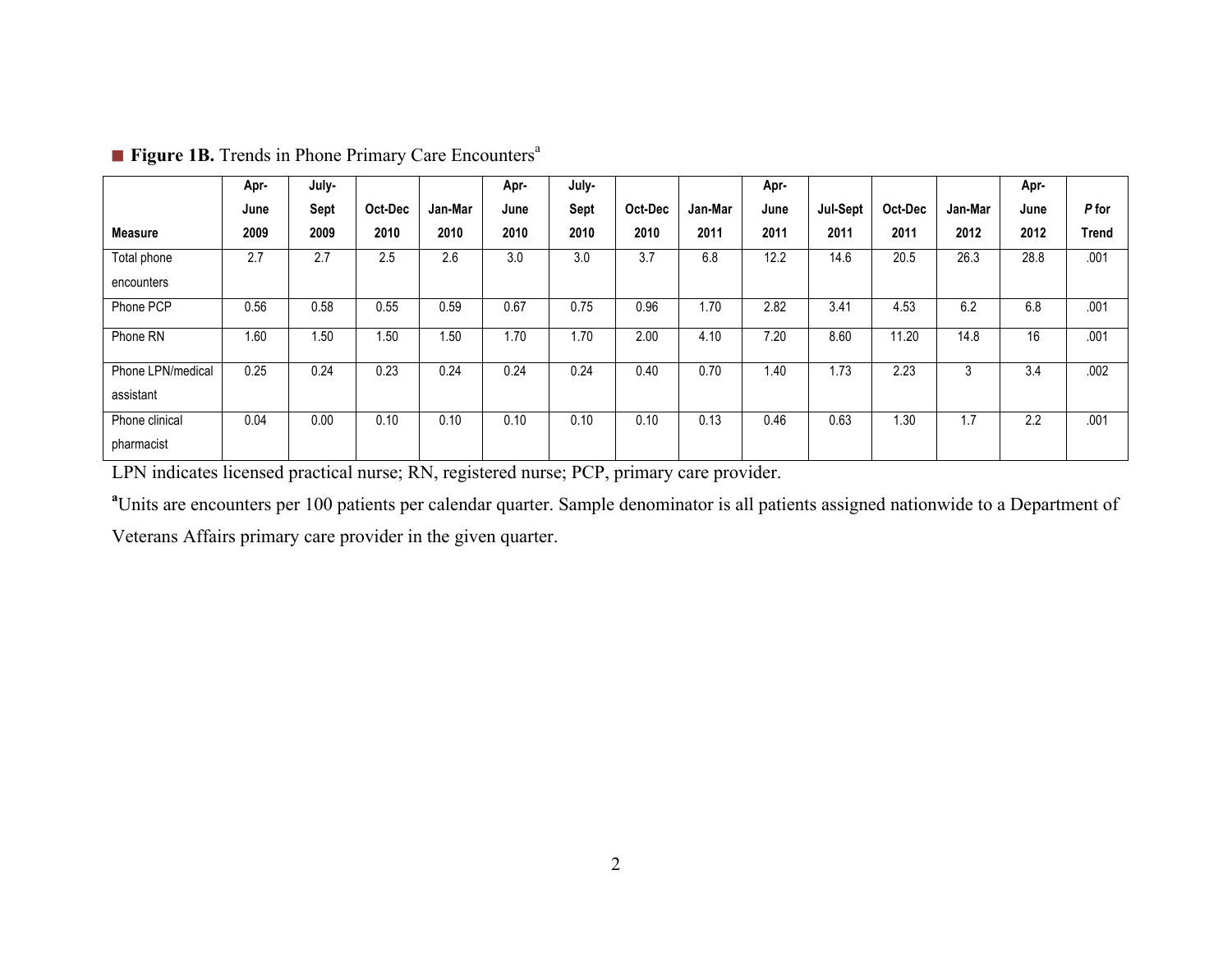■ **Figure 1B.** Trends in Phone Primary Care Encounters[a]

| Measure | Apr-June 2009 | July-Sept 2009 | Oct-Dec 2010 | Jan-Mar 2010 | Apr-June 2010 | July-Sept 2010 | Oct-Dec 2010 | Jan-Mar 2011 | Apr-June 2011 | Jul-Sept 2011 | Oct-Dec 2011 | Jan-Mar 2012 | Apr-June 2012 | *P* for Trend |
|---|---|---|---|---|---|---|---|---|---|---|---|---|---|---|
| Total phone encounters | 2.7 | 2.7 | 2.5 | 2.6 | 3.0 | 3.0 | 3.7 | 6.8 | 12.2 | 14.6 | 20.5 | 26.3 | 28.8 | .001 |
| Phone PCP | 0.56 | 0.58 | 0.55 | 0.59 | 0.67 | 0.75 | 0.96 | 1.70 | 2.82 | 3.41 | 4.53 | 6.2 | 6.8 | .001 |
| Phone RN | 1.60 | 1.50 | 1.50 | 1.50 | 1.70 | 1.70 | 2.00 | 4.10 | 7.20 | 8.60 | 11.20 | 14.8 | 16 | .001 |
| Phone LPN/medical assistant | 0.25 | 0.24 | 0.23 | 0.24 | 0.24 | 0.24 | 0.40 | 0.70 | 1.40 | 1.73 | 2.23 | 3 | 3.4 | .002 |
| Phone clinical pharmacist | 0.04 | 0.00 | 0.10 | 0.10 | 0.10 | 0.10 | 0.10 | 0.13 | 0.46 | 0.63 | 1.30 | 1.7 | 2.2 | .001 |

LPN indicates licensed practical nurse; RN, registered nurse; PCP, primary care provider.

[a]Units are encounters per 100 patients per calendar quarter. Sample denominator is all patients assigned nationwide to a Department of Veterans Affairs primary care provider in the given quarter.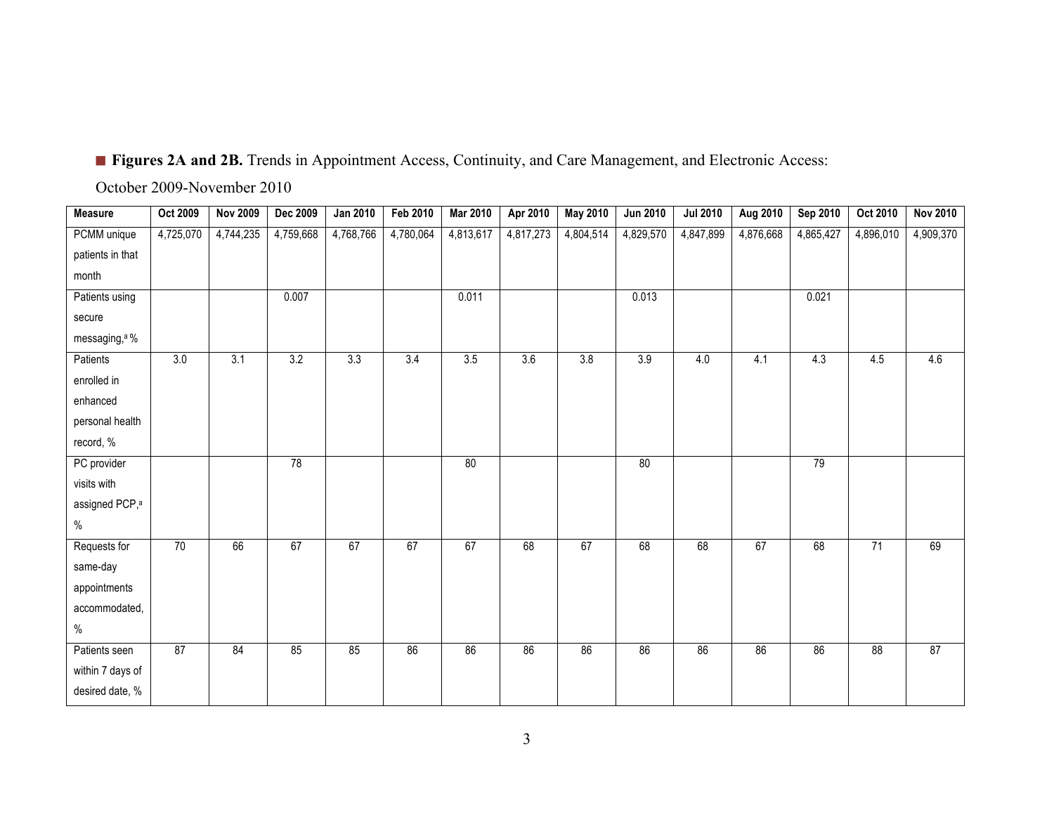■ **Figures 2A and 2B.** Trends in Appointment Access, Continuity, and Care Management, and Electronic Access: October 2009-November 2010

| Measure | Oct 2009 | Nov 2009 | Dec 2009 | Jan 2010 | Feb 2010 | Mar 2010 | Apr 2010 | May 2010 | Jun 2010 | Jul 2010 | Aug 2010 | Sep 2010 | Oct 2010 | Nov 2010 |
|---|---|---|---|---|---|---|---|---|---|---|---|---|---|---|
| PCMM unique patients in that month | 4,725,070 | 4,744,235 | 4,759,668 | 4,768,766 | 4,780,064 | 4,813,617 | 4,817,273 | 4,804,514 | 4,829,570 | 4,847,899 | 4,876,668 | 4,865,427 | 4,896,010 | 4,909,370 |
| Patients using secure messaging,[a] % | | | 0.007 | | | 0.011 | | | 0.013 | | | 0.021 | | |
| Patients enrolled in enhanced personal health record, % | 3.0 | 3.1 | 3.2 | 3.3 | 3.4 | 3.5 | 3.6 | 3.8 | 3.9 | 4.0 | 4.1 | 4.3 | 4.5 | 4.6 |
| PC provider visits with assigned PCP,[a] % | | | 78 | | | 80 | | | 80 | | | 79 | | |
| Requests for same-day appointments accommodated, % | 70 | 66 | 67 | 67 | 67 | 67 | 68 | 67 | 68 | 68 | 67 | 68 | 71 | 69 |
| Patients seen within 7 days of desired date, % | 87 | 84 | 85 | 85 | 86 | 86 | 86 | 86 | 86 | 86 | 86 | 86 | 88 | 87 |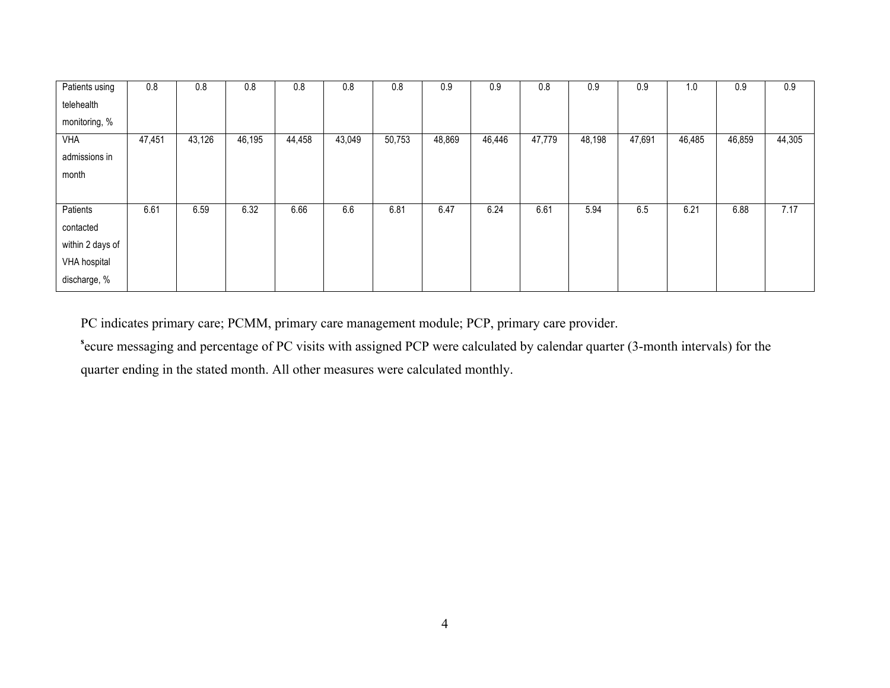| | | | | | | | | | | | | | | |
|---|---|---|---|---|---|---|---|---|---|---|---|---|---|---|
| Patients using telehealth monitoring, % | 0.8 | 0.8 | 0.8 | 0.8 | 0.8 | 0.8 | 0.9 | 0.9 | 0.8 | 0.9 | 0.9 | 1.0 | 0.9 | 0.9 |
| VHA admissions in month | 47,451 | 43,126 | 46,195 | 44,458 | 43,049 | 50,753 | 48,869 | 46,446 | 47,779 | 48,198 | 47,691 | 46,485 | 46,859 | 44,305 |
| Patients contacted within 2 days of VHA hospital discharge, % | 6.61 | 6.59 | 6.32 | 6.66 | 6.6 | 6.81 | 6.47 | 6.24 | 6.61 | 5.94 | 6.5 | 6.21 | 6.88 | 7.17 |

PC indicates primary care; PCMM, primary care management module; PCP, primary care provider.

[s]ecure messaging and percentage of PC visits with assigned PCP were calculated by calendar quarter (3-month intervals) for the quarter ending in the stated month. All other measures were calculated monthly.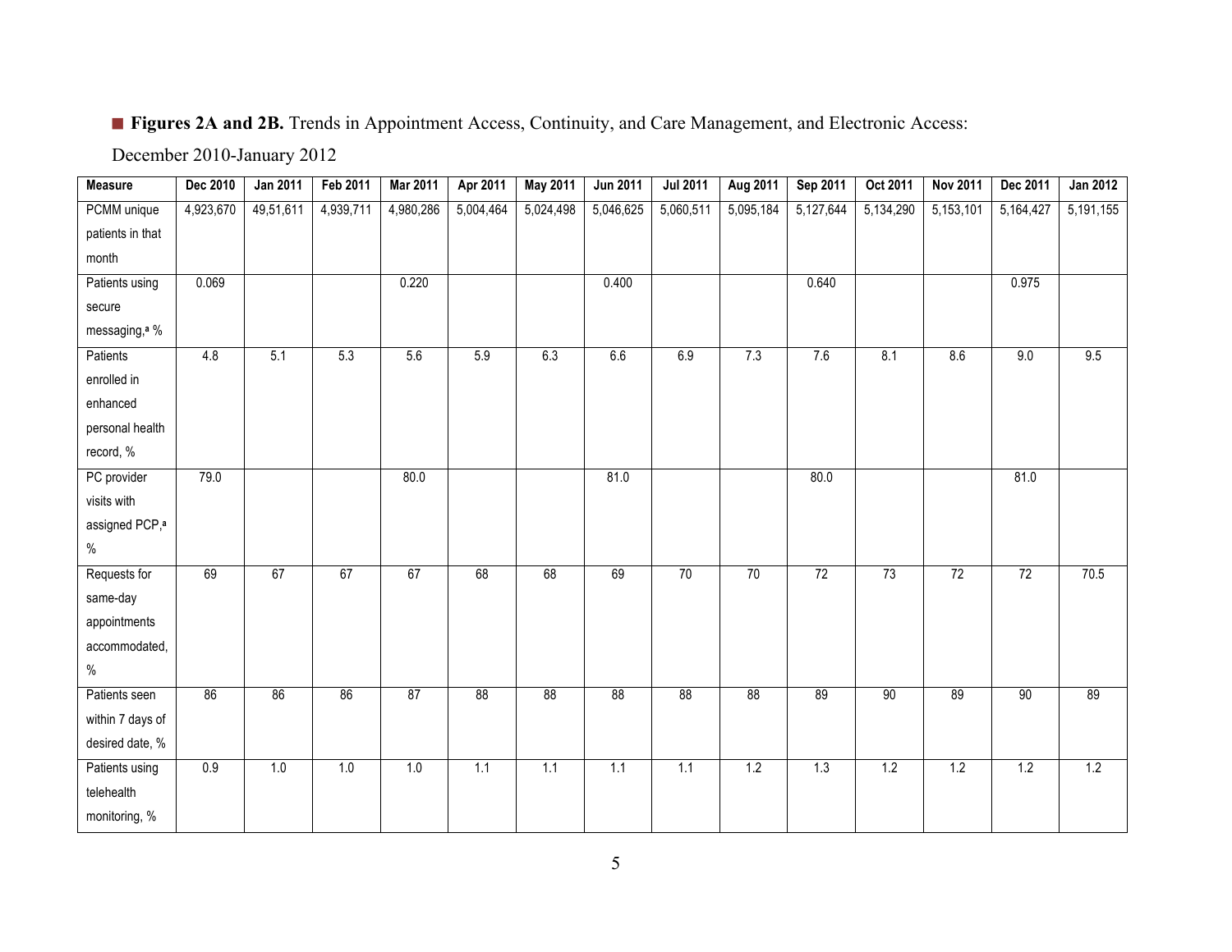■ **Figures 2A and 2B.** Trends in Appointment Access, Continuity, and Care Management, and Electronic Access: December 2010-January 2012

| Measure | Dec 2010 | Jan 2011 | Feb 2011 | Mar 2011 | Apr 2011 | May 2011 | Jun 2011 | Jul 2011 | Aug 2011 | Sep 2011 | Oct 2011 | Nov 2011 | Dec 2011 | Jan 2012 |
|---|---|---|---|---|---|---|---|---|---|---|---|---|---|---|
| PCMM unique patients in that month | 4,923,670 | 49,51,611 | 4,939,711 | 4,980,286 | 5,004,464 | 5,024,498 | 5,046,625 | 5,060,511 | 5,095,184 | 5,127,644 | 5,134,290 | 5,153,101 | 5,164,427 | 5,191,155 |
| Patients using secure messaging,[a] % | 0.069 | | | 0.220 | | | 0.400 | | | 0.640 | | | 0.975 | |
| Patients enrolled in enhanced personal health record, % | 4.8 | 5.1 | 5.3 | 5.6 | 5.9 | 6.3 | 6.6 | 6.9 | 7.3 | 7.6 | 8.1 | 8.6 | 9.0 | 9.5 |
| PC provider visits with assigned PCP,[a] % | 79.0 | | | 80.0 | | | 81.0 | | | 80.0 | | | 81.0 | |
| Requests for same-day appointments accommodated, % | 69 | 67 | 67 | 67 | 68 | 68 | 69 | 70 | 70 | 72 | 73 | 72 | 72 | 70.5 |
| Patients seen within 7 days of desired date, % | 86 | 86 | 86 | 87 | 88 | 88 | 88 | 88 | 88 | 89 | 90 | 89 | 90 | 89 |
| Patients using telehealth monitoring, % | 0.9 | 1.0 | 1.0 | 1.0 | 1.1 | 1.1 | 1.1 | 1.1 | 1.2 | 1.3 | 1.2 | 1.2 | 1.2 | 1.2 |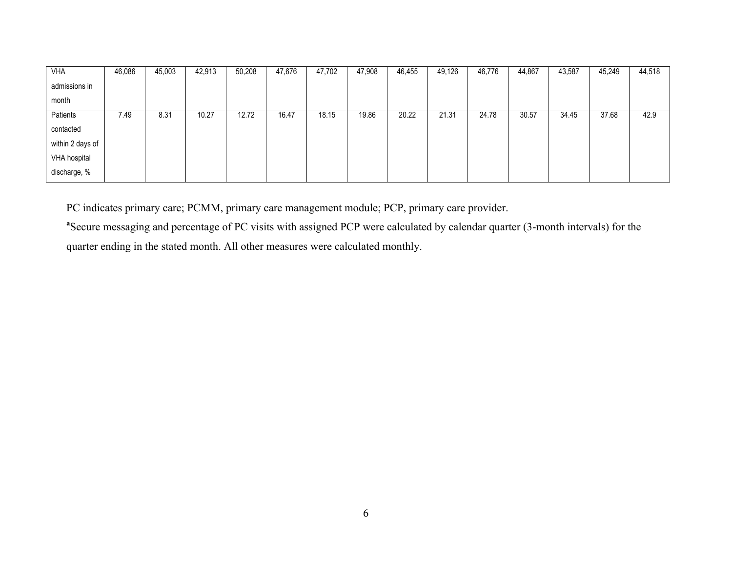| VHA admissions in month | 46,086 | 45,003 | 42,913 | 50,208 | 47,676 | 47,702 | 47,908 | 46,455 | 49,126 | 46,776 | 44,867 | 43,587 | 45,249 | 44,518 |
|---|---|---|---|---|---|---|---|---|---|---|---|---|---|---|
| Patients contacted within 2 days of VHA hospital discharge, % | 7.49 | 8.31 | 10.27 | 12.72 | 16.47 | 18.15 | 19.86 | 20.22 | 21.31 | 24.78 | 30.57 | 34.45 | 37.68 | 42.9 |

PC indicates primary care; PCMM, primary care management module; PCP, primary care provider.

[a]Secure messaging and percentage of PC visits with assigned PCP were calculated by calendar quarter (3-month intervals) for the quarter ending in the stated month. All other measures were calculated monthly.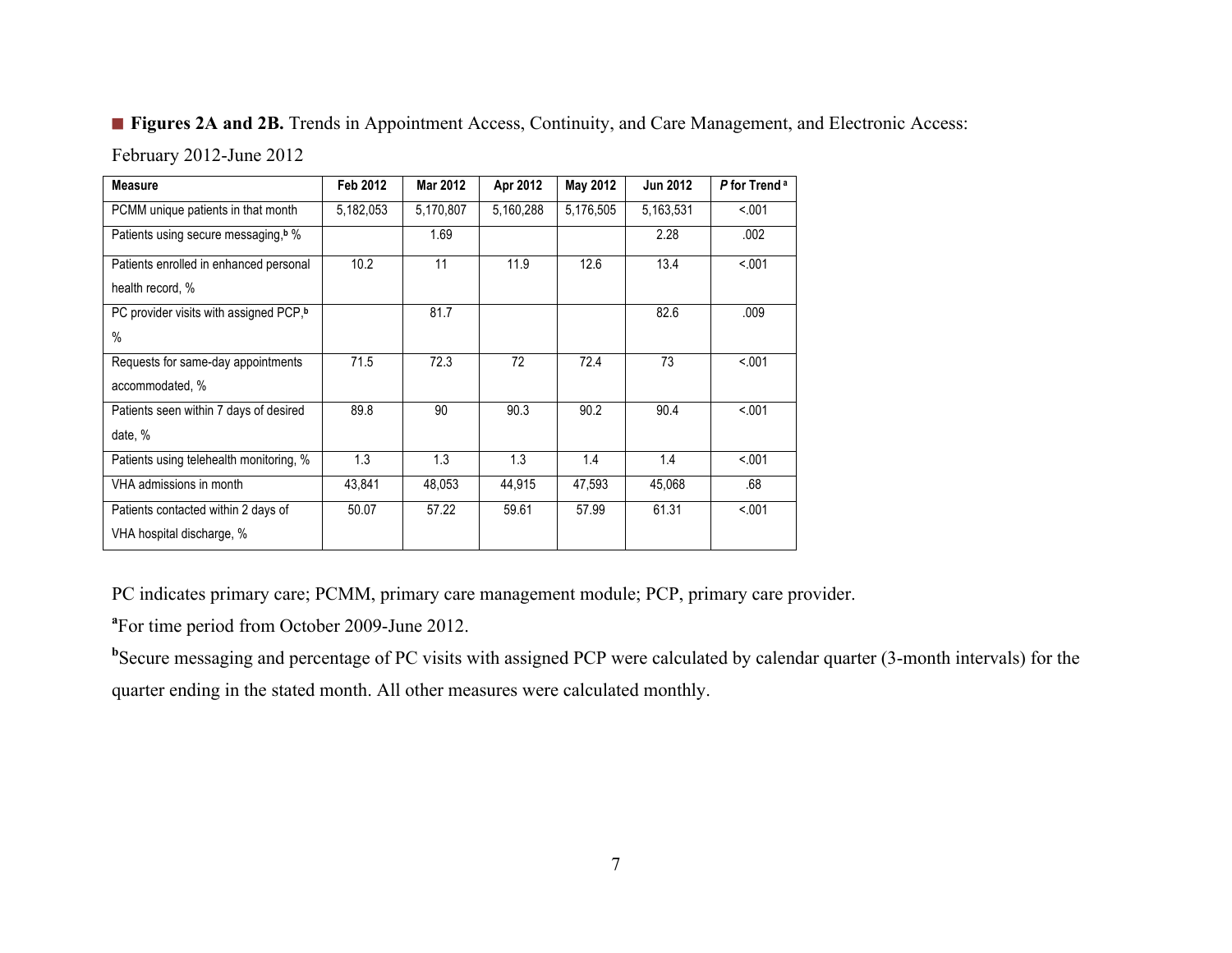■ **Figures 2A and 2B.** Trends in Appointment Access, Continuity, and Care Management, and Electronic Access: February 2012-June 2012

| Measure | Feb 2012 | Mar 2012 | Apr 2012 | May 2012 | Jun 2012 | *P* for Trend [a] |
|---|---|---|---|---|---|---|
| PCMM unique patients in that month | 5,182,053 | 5,170,807 | 5,160,288 | 5,176,505 | 5,163,531 | <.001 |
| Patients using secure messaging,[b] % | | 1.69 | | | 2.28 | .002 |
| Patients enrolled in enhanced personal health record, % | 10.2 | 11 | 11.9 | 12.6 | 13.4 | <.001 |
| PC provider visits with assigned PCP,[b] % | | 81.7 | | | 82.6 | .009 |
| Requests for same-day appointments accommodated, % | 71.5 | 72.3 | 72 | 72.4 | 73 | <.001 |
| Patients seen within 7 days of desired date, % | 89.8 | 90 | 90.3 | 90.2 | 90.4 | <.001 |
| Patients using telehealth monitoring, % | 1.3 | 1.3 | 1.3 | 1.4 | 1.4 | <.001 |
| VHA admissions in month | 43,841 | 48,053 | 44,915 | 47,593 | 45,068 | .68 |
| Patients contacted within 2 days of VHA hospital discharge, % | 50.07 | 57.22 | 59.61 | 57.99 | 61.31 | <.001 |

PC indicates primary care; PCMM, primary care management module; PCP, primary care provider.

[a]For time period from October 2009-June 2012.

[b]Secure messaging and percentage of PC visits with assigned PCP were calculated by calendar quarter (3-month intervals) for the quarter ending in the stated month. All other measures were calculated monthly.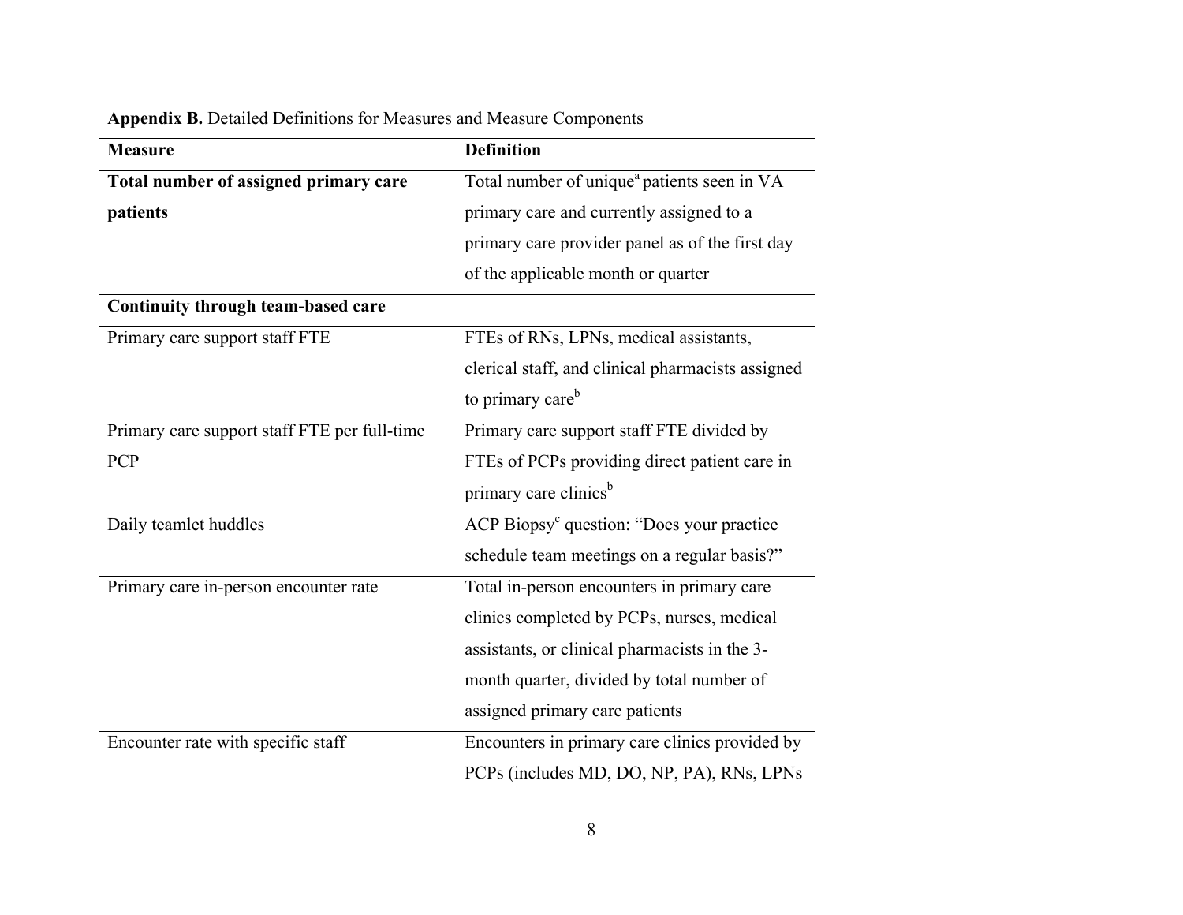**Appendix B.** Detailed Definitions for Measures and Measure Components

| **Measure** | **Definition** |
|---|---|
| **Total number of assigned primary care patients** | Total number of unique[a] patients seen in VA primary care and currently assigned to a primary care provider panel as of the first day of the applicable month or quarter |
| **Continuity through team-based care** | |
| Primary care support staff FTE | FTEs of RNs, LPNs, medical assistants, clerical staff, and clinical pharmacists assigned to primary care[b] |
| Primary care support staff FTE per full-time PCP | Primary care support staff FTE divided by FTEs of PCPs providing direct patient care in primary care clinics[b] |
| Daily teamlet huddles | ACP Biopsy[c] question: "Does your practice schedule team meetings on a regular basis?" |
| Primary care in-person encounter rate | Total in-person encounters in primary care clinics completed by PCPs, nurses, medical assistants, or clinical pharmacists in the 3-month quarter, divided by total number of assigned primary care patients |
| Encounter rate with specific staff | Encounters in primary care clinics provided by PCPs (includes MD, DO, NP, PA), RNs, LPNs |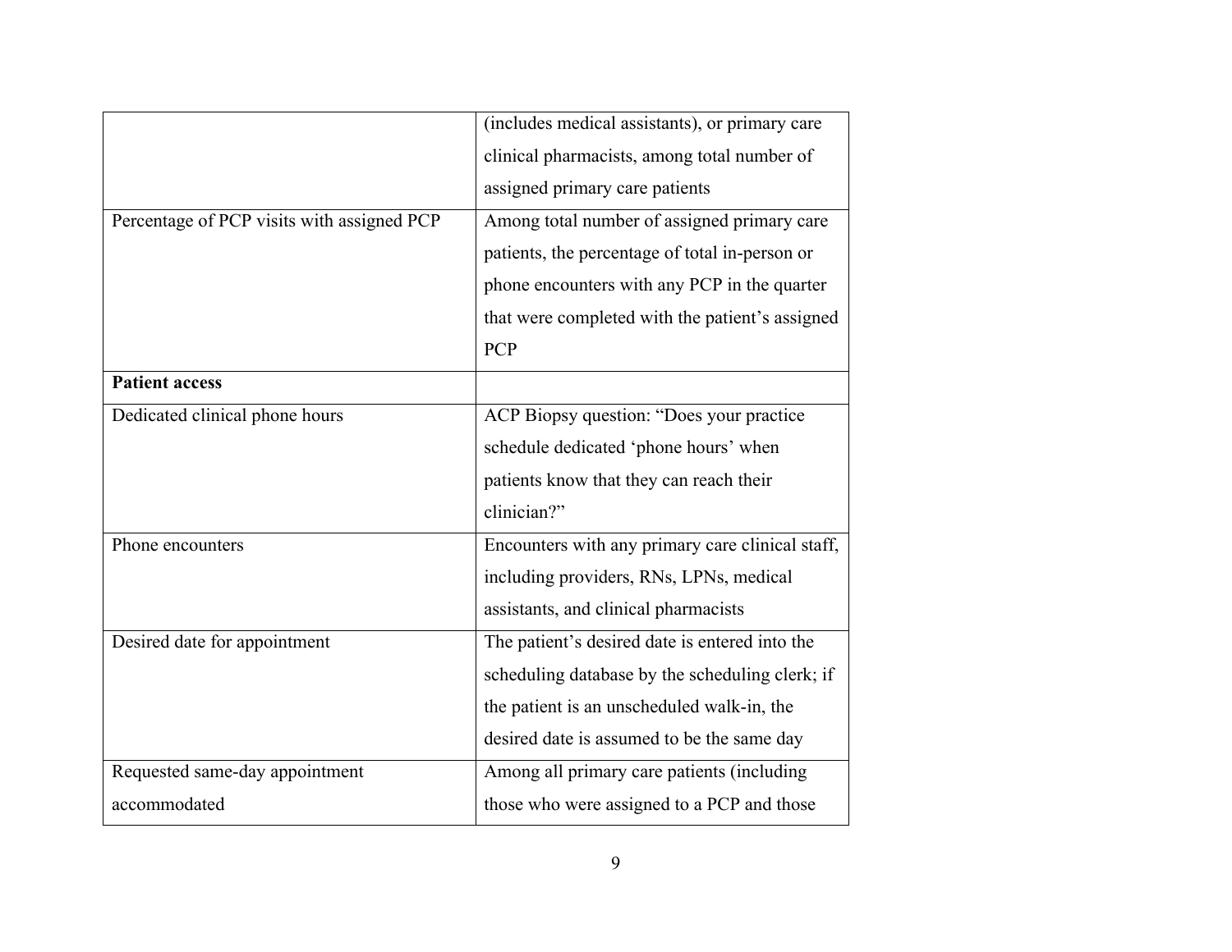| | |
|---|---|
| | (includes medical assistants), or primary care clinical pharmacists, among total number of assigned primary care patients |
| Percentage of PCP visits with assigned PCP | Among total number of assigned primary care patients, the percentage of total in-person or phone encounters with any PCP in the quarter that were completed with the patient's assigned PCP |
| **Patient access** | |
| Dedicated clinical phone hours | ACP Biopsy question: "Does your practice schedule dedicated 'phone hours' when patients know that they can reach their clinician?" |
| Phone encounters | Encounters with any primary care clinical staff, including providers, RNs, LPNs, medical assistants, and clinical pharmacists |
| Desired date for appointment | The patient's desired date is entered into the scheduling database by the scheduling clerk; if the patient is an unscheduled walk-in, the desired date is assumed to be the same day |
| Requested same-day appointment accommodated | Among all primary care patients (including those who were assigned to a PCP and those |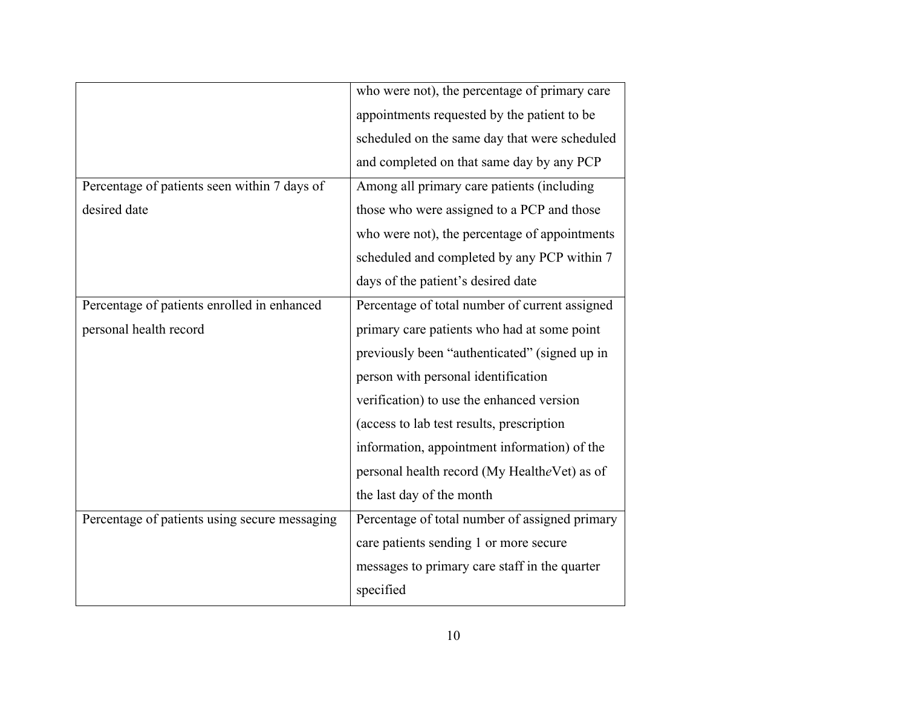| | |
|---|---|
| | who were not), the percentage of primary care appointments requested by the patient to be scheduled on the same day that were scheduled and completed on that same day by any PCP |
| Percentage of patients seen within 7 days of desired date | Among all primary care patients (including those who were assigned to a PCP and those who were not), the percentage of appointments scheduled and completed by any PCP within 7 days of the patient's desired date |
| Percentage of patients enrolled in enhanced personal health record | Percentage of total number of current assigned primary care patients who had at some point previously been "authenticated" (signed up in person with personal identification verification) to use the enhanced version (access to lab test results, prescription information, appointment information) of the personal health record (My Health*e*Vet) as of the last day of the month |
| Percentage of patients using secure messaging | Percentage of total number of assigned primary care patients sending 1 or more secure messages to primary care staff in the quarter specified |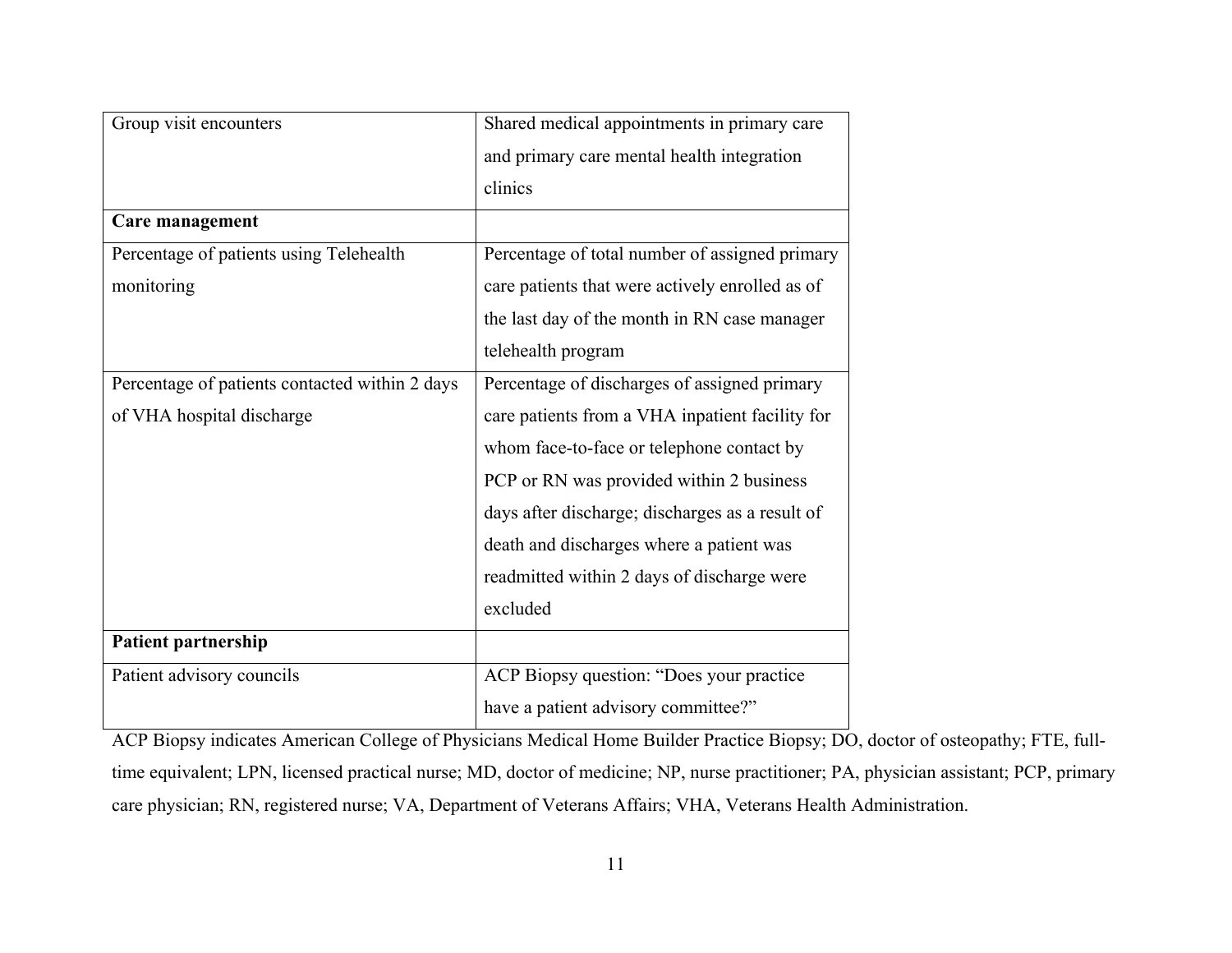| | |
|---|---|
| Group visit encounters | Shared medical appointments in primary care and primary care mental health integration clinics |
| **Care management** | |
| Percentage of patients using Telehealth monitoring | Percentage of total number of assigned primary care patients that were actively enrolled as of the last day of the month in RN case manager telehealth program |
| Percentage of patients contacted within 2 days of VHA hospital discharge | Percentage of discharges of assigned primary care patients from a VHA inpatient facility for whom face-to-face or telephone contact by PCP or RN was provided within 2 business days after discharge; discharges as a result of death and discharges where a patient was readmitted within 2 days of discharge were excluded |
| **Patient partnership** | |
| Patient advisory councils | ACP Biopsy question: "Does your practice have a patient advisory committee?" |

ACP Biopsy indicates American College of Physicians Medical Home Builder Practice Biopsy; DO, doctor of osteopathy; FTE, full-time equivalent; LPN, licensed practical nurse; MD, doctor of medicine; NP, nurse practitioner; PA, physician assistant; PCP, primary care physician; RN, registered nurse; VA, Department of Veterans Affairs; VHA, Veterans Health Administration.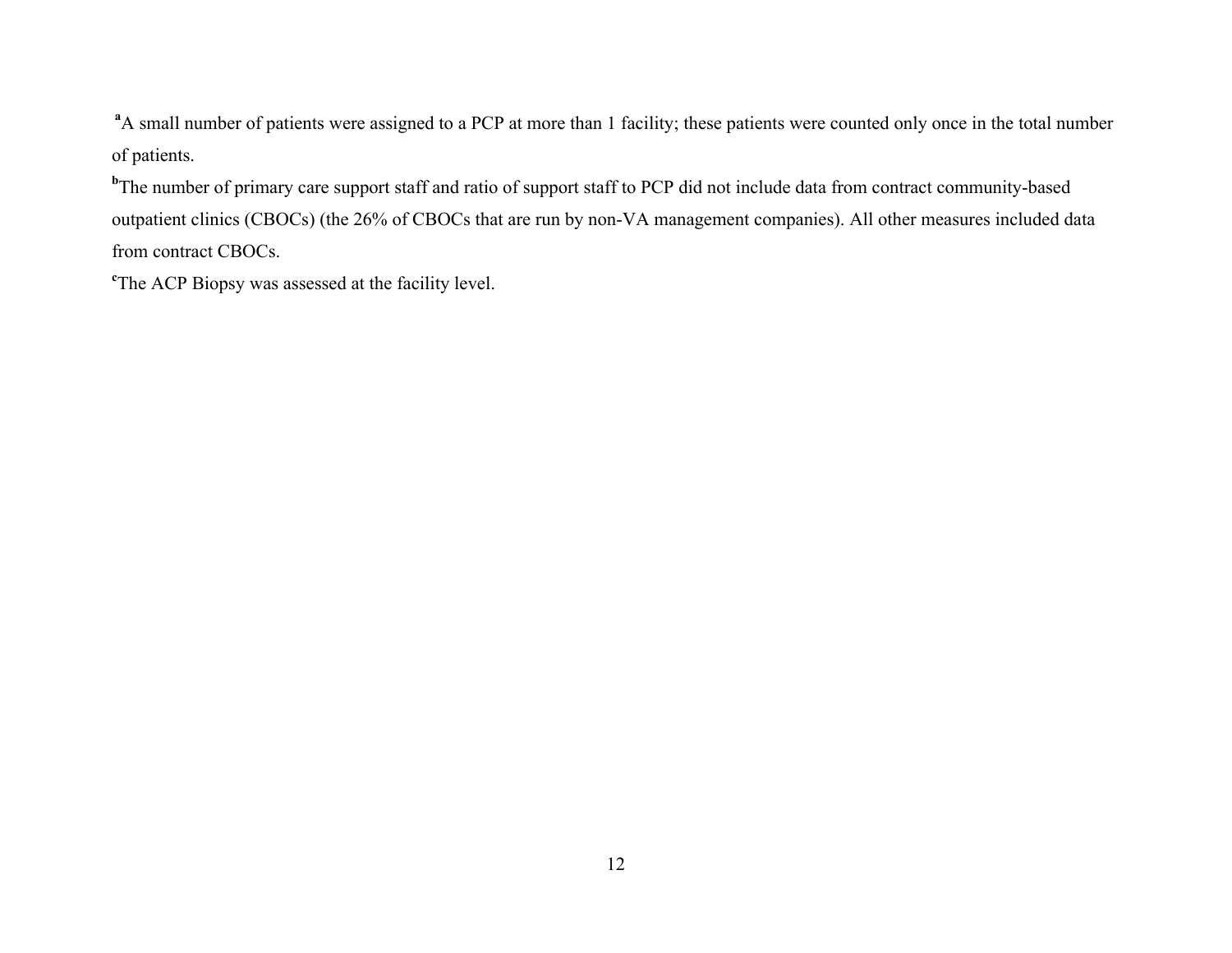[a] A small number of patients were assigned to a PCP at more than 1 facility; these patients were counted only once in the total number of patients.

[b] The number of primary care support staff and ratio of support staff to PCP did not include data from contract community-based outpatient clinics (CBOCs) (the 26% of CBOCs that are run by non-VA management companies). All other measures included data from contract CBOCs.

[c] The ACP Biopsy was assessed at the facility level.